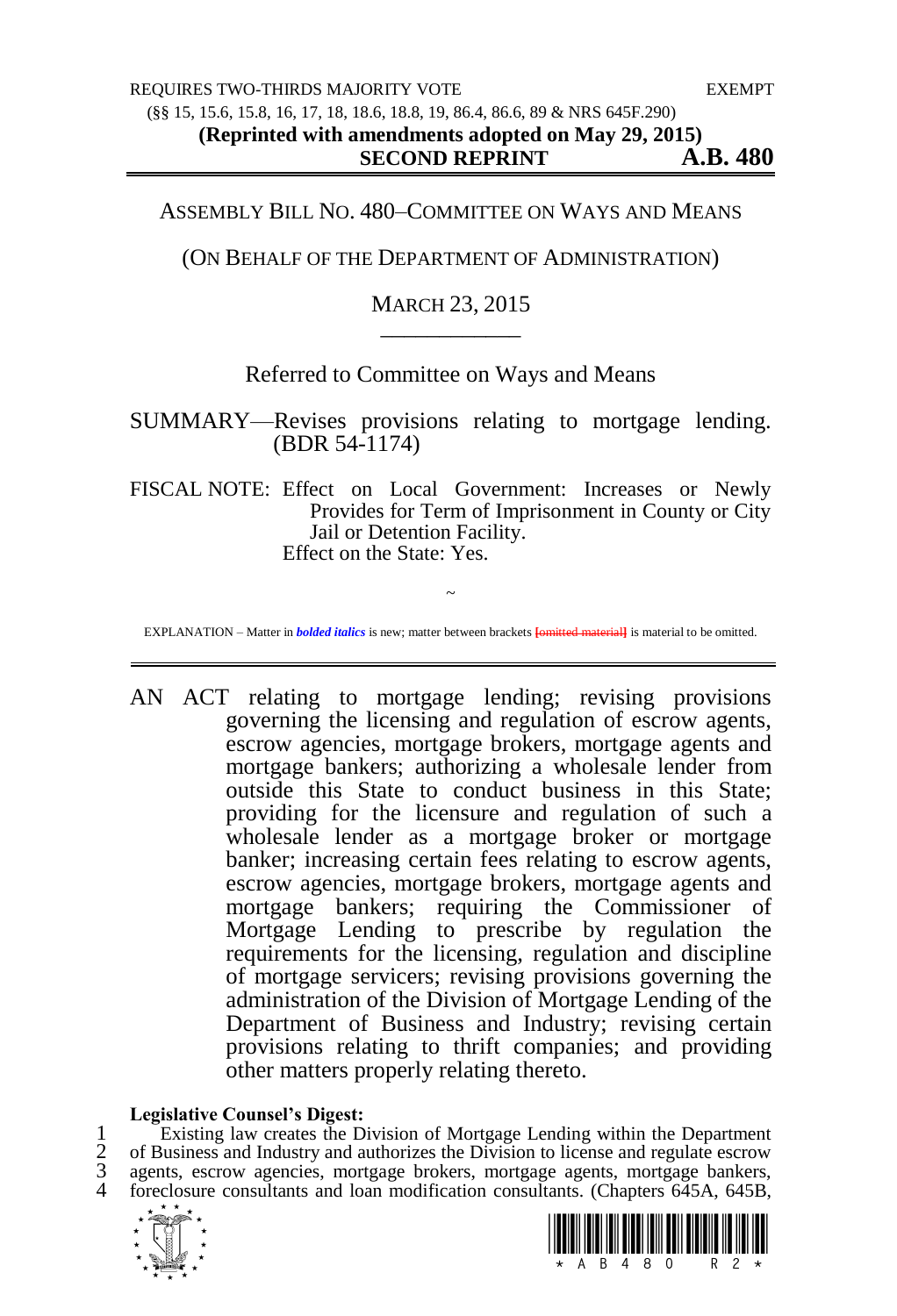REQUIRES TWO-THIRDS MAJORITY VOTE EXEMPT

(§§ 15, 15.6, 15.8, 16, 17, 18, 18.6, 18.8, 19, 86.4, 86.6, 89 & NRS 645F.290)

**(Reprinted with amendments adopted on May 29, 2015)**

**SECOND REPRINT A.B. 480**

# ASSEMBLY BILL NO. 480–COMMITTEE ON WAYS AND MEANS

(ON BEHALF OF THE DEPARTMENT OF ADMINISTRATION)

MARCH 23, 2015

Referred to Committee on Ways and Means

SUMMARY—Revises provisions relating to mortgage lending. (BDR 54-1174)

FISCAL NOTE: Effect on Local Government: Increases or Newly Provides for Term of Imprisonment in County or City Jail or Detention Facility.
Effect on the State: Yes.

~

EXPLANATION – Matter in ***bolded italics*** is new; matter between brackets [omitted material] is material to be omitted.

AN ACT relating to mortgage lending; revising provisions governing the licensing and regulation of escrow agents, escrow agencies, mortgage brokers, mortgage agents and mortgage bankers; authorizing a wholesale lender from outside this State to conduct business in this State; providing for the licensure and regulation of such a wholesale lender as a mortgage broker or mortgage banker; increasing certain fees relating to escrow agents, escrow agencies, mortgage brokers, mortgage agents and mortgage bankers; requiring the Commissioner of Mortgage Lending to prescribe by regulation the requirements for the licensing, regulation and discipline of mortgage servicers; revising provisions governing the administration of the Division of Mortgage Lending of the Department of Business and Industry; revising certain provisions relating to thrift companies; and providing other matters properly relating thereto.

**Legislative Counsel's Digest:**

1 Existing law creates the Division of Mortgage Lending within the Department
2 of Business and Industry and authorizes the Division to license and regulate escrow
3 agents, escrow agencies, mortgage brokers, mortgage agents, mortgage bankers,
4 foreclosure consultants and loan modification consultants. (Chapters 645A, 645B,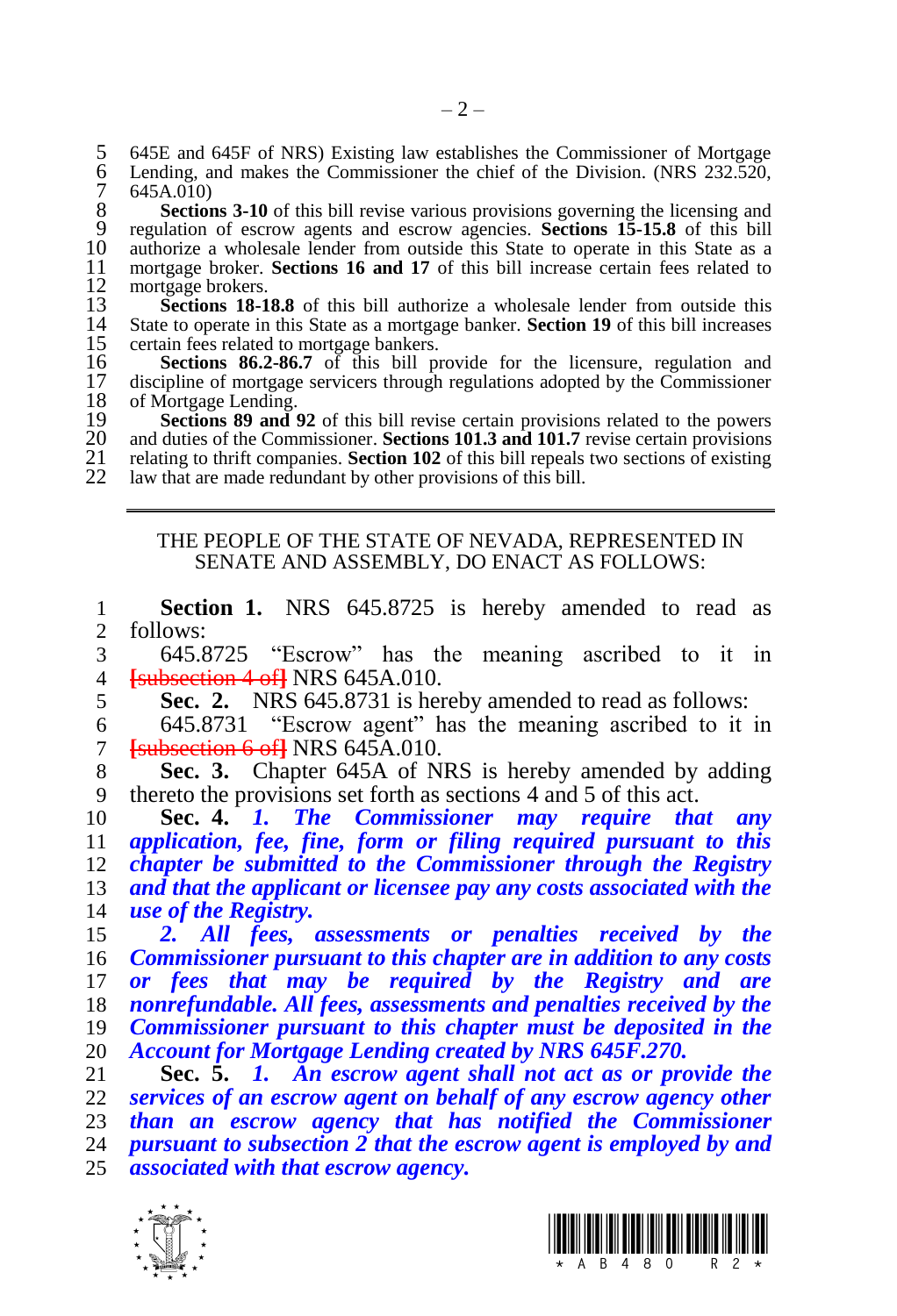645E and 645F of NRS) Existing law establishes the Commissioner of Mortgage Lending, and makes the Commissioner the chief of the Division. (NRS 232.520, 645A.010)

**Sections 3-10** of this bill revise various provisions governing the licensing and regulation of escrow agents and escrow agencies. **Sections 15-15.8** of this bill authorize a wholesale lender from outside this State to operate in this State as a mortgage broker. **Sections 16 and 17** of this bill increase certain fees related to mortgage brokers.

**Sections 18-18.8** of this bill authorize a wholesale lender from outside this State to operate in this State as a mortgage banker. **Section 19** of this bill increases certain fees related to mortgage bankers.

**Sections 86.2-86.7** of this bill provide for the licensure, regulation and discipline of mortgage servicers through regulations adopted by the Commissioner of Mortgage Lending.

**Sections 89 and 92** of this bill revise certain provisions related to the powers and duties of the Commissioner. **Sections 101.3 and 101.7** revise certain provisions relating to thrift companies. **Section 102** of this bill repeals two sections of existing law that are made redundant by other provisions of this bill.

---

THE PEOPLE OF THE STATE OF NEVADA, REPRESENTED IN SENATE AND ASSEMBLY, DO ENACT AS FOLLOWS:

**Section 1.** NRS 645.8725 is hereby amended to read as follows:

645.8725 "Escrow" has the meaning ascribed to it in [subsection 4 of] NRS 645A.010.

**Sec. 2.** NRS 645.8731 is hereby amended to read as follows:

645.8731 "Escrow agent" has the meaning ascribed to it in [subsection 6 of] NRS 645A.010.

**Sec. 3.** Chapter 645A of NRS is hereby amended by adding thereto the provisions set forth as sections 4 and 5 of this act.

**Sec. 4.** *1. The Commissioner may require that any application, fee, fine, form or filing required pursuant to this chapter be submitted to the Commissioner through the Registry and that the applicant or licensee pay any costs associated with the use of the Registry.*

*2. All fees, assessments or penalties received by the Commissioner pursuant to this chapter are in addition to any costs or fees that may be required by the Registry and are nonrefundable. All fees, assessments and penalties received by the Commissioner pursuant to this chapter must be deposited in the Account for Mortgage Lending created by NRS 645F.270.*

**Sec. 5.** *1. An escrow agent shall not act as or provide the services of an escrow agent on behalf of any escrow agency other than an escrow agency that has notified the Commissioner pursuant to subsection 2 that the escrow agent is employed by and associated with that escrow agency.*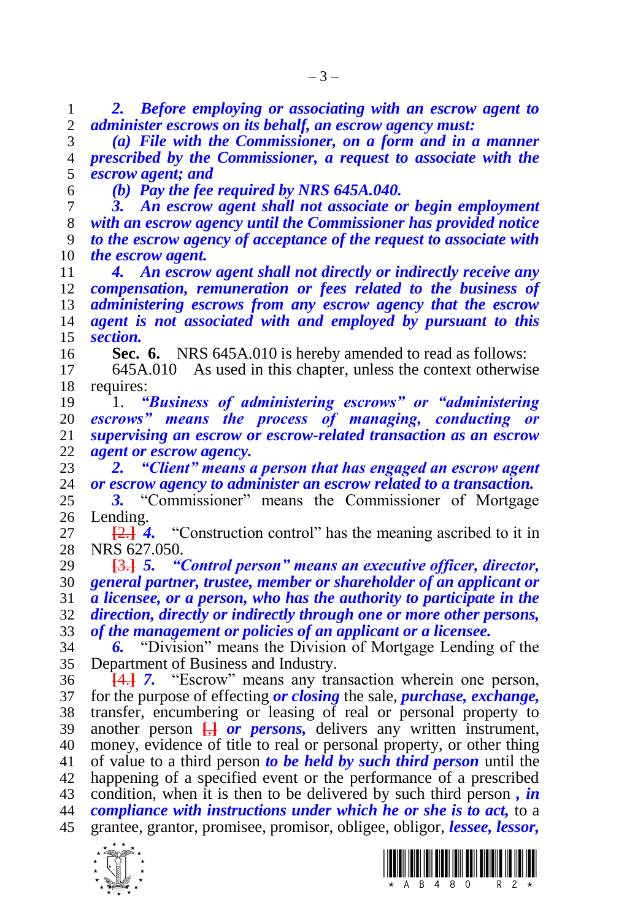***2. Before employing or associating with an escrow agent to administer escrows on its behalf, an escrow agency must:***

***(a) File with the Commissioner, on a form and in a manner prescribed by the Commissioner, a request to associate with the escrow agent; and***

***(b) Pay the fee required by NRS 645A.040.***

***3. An escrow agent shall not associate or begin employment with an escrow agency until the Commissioner has provided notice to the escrow agency of acceptance of the request to associate with the escrow agent.***

***4. An escrow agent shall not directly or indirectly receive any compensation, remuneration or fees related to the business of administering escrows from any escrow agency that the escrow agent is not associated with and employed by pursuant to this section.***

**Sec. 6.** NRS 645A.010 is hereby amended to read as follows:

645A.010 As used in this chapter, unless the context otherwise requires:

1. ***"Business of administering escrows" or "administering escrows" means the process of managing, conducting or supervising an escrow or escrow-related transaction as an escrow agent or escrow agency.***

***2. "Client" means a person that has engaged an escrow agent or escrow agency to administer an escrow related to a transaction.***

***3.*** "Commissioner" means the Commissioner of Mortgage Lending.

[2.] ***4.*** "Construction control" has the meaning ascribed to it in NRS 627.050.

[3.] ***5. "Control person" means an executive officer, director, general partner, trustee, member or shareholder of an applicant or a licensee, or a person, who has the authority to participate in the direction, directly or indirectly through one or more other persons, of the management or policies of an applicant or a licensee.***

***6.*** "Division" means the Division of Mortgage Lending of the Department of Business and Industry.

[4.] ***7.*** "Escrow" means any transaction wherein one person, for the purpose of effecting ***or closing*** the sale, ***purchase, exchange,*** transfer, encumbering or leasing of real or personal property to another person [,] ***or persons,*** delivers any written instrument, money, evidence of title to real or personal property, or other thing of value to a third person ***to be held by such third person*** until the happening of a specified event or the performance of a prescribed condition, when it is then to be delivered by such third person ***, in compliance with instructions under which he or she is to act,*** to a grantee, grantor, promisee, promisor, obligee, obligor, ***lessee, lessor,***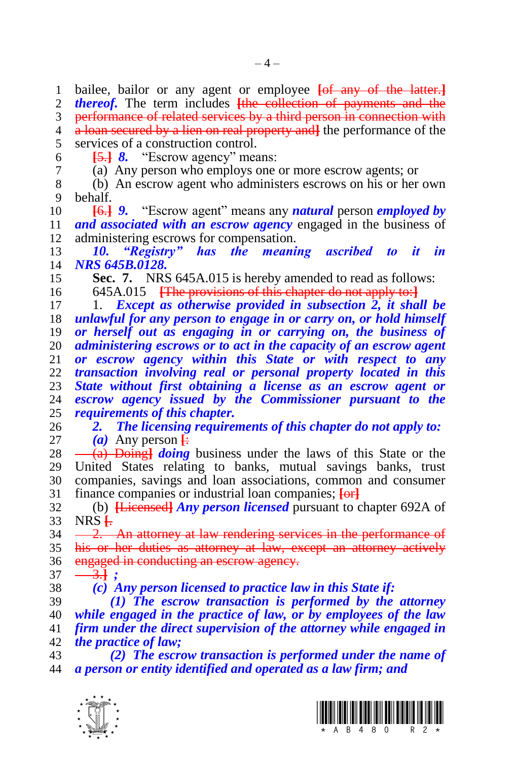bailee, bailor or any agent or employee ~~[of any of the latter.]~~ ***thereof.*** The term includes ~~[the collection of payments and the performance of related services by a third person in connection with a loan secured by a lien on real property and]~~ the performance of the services of a construction control.

~~[5.]~~ ***8.*** "Escrow agency" means:

(a) Any person who employs one or more escrow agents; or

(b) An escrow agent who administers escrows on his or her own behalf.

~~[6.]~~ ***9.*** "Escrow agent" means any ***natural*** person ***employed by and associated with an escrow agency*** engaged in the business of administering escrows for compensation.

***10. "Registry" has the meaning ascribed to it in NRS 645B.0128.***

**Sec. 7.** NRS 645A.015 is hereby amended to read as follows:

645A.015 ~~[The provisions of this chapter do not apply to:]~~

1. ***Except as otherwise provided in subsection 2, it shall be unlawful for any person to engage in or carry on, or hold himself or herself out as engaging in or carrying on, the business of administering escrows or to act in the capacity of an escrow agent or escrow agency within this State or with respect to any transaction involving real or personal property located in this State without first obtaining a license as an escrow agent or escrow agency issued by the Commissioner pursuant to the requirements of this chapter.***

***2. The licensing requirements of this chapter do not apply to:***

***(a)*** Any person ~~[:~~

~~(a) Doing]~~ ***doing*** business under the laws of this State or the United States relating to banks, mutual savings banks, trust companies, savings and loan associations, common and consumer finance companies or industrial loan companies; ~~[or]~~

(b) ~~[Licensed]~~ ***Any person licensed*** pursuant to chapter 692A of NRS ~~[.~~

~~2. An attorney at law rendering services in the performance of his or her duties as attorney at law, except an attorney actively engaged in conducting an escrow agency.~~

~~3.]~~ ***;***

***(c) Any person licensed to practice law in this State if:***

***(1) The escrow transaction is performed by the attorney while engaged in the practice of law, or by employees of the law firm under the direct supervision of the attorney while engaged in the practice of law;***

***(2) The escrow transaction is performed under the name of a person or entity identified and operated as a law firm; and***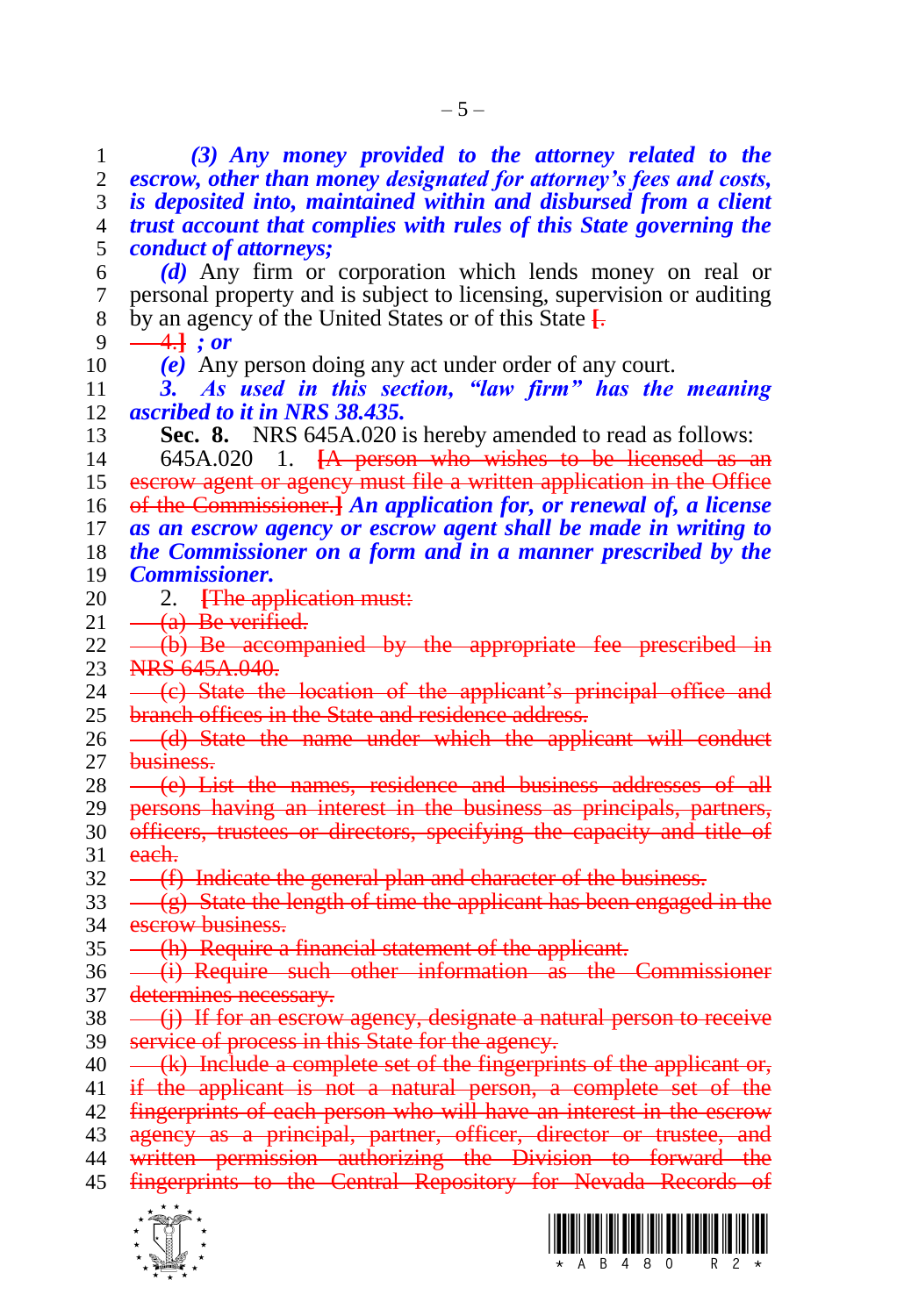*(3) Any money provided to the attorney related to the escrow, other than money designated for attorney's fees and costs, is deposited into, maintained within and disbursed from a client trust account that complies with rules of this State governing the conduct of attorneys;*

*(d)* Any firm or corporation which lends money on real or personal property and is subject to licensing, supervision or auditing by an agency of the United States or of this State ~~[.~~

~~4.]~~ *; or*

*(e)* Any person doing any act under order of any court.

*3. As used in this section, "law firm" has the meaning ascribed to it in NRS 38.435.*

**Sec. 8.** NRS 645A.020 is hereby amended to read as follows:

645A.020 1. ~~[A person who wishes to be licensed as an escrow agent or agency must file a written application in the Office of the Commissioner.]~~ *An application for, or renewal of, a license as an escrow agency or escrow agent shall be made in writing to the Commissioner on a form and in a manner prescribed by the Commissioner.*

2. ~~[The application must:~~

~~(a) Be verified.~~

~~(b) Be accompanied by the appropriate fee prescribed in NRS 645A.040.~~

~~(c) State the location of the applicant's principal office and branch offices in the State and residence address.~~

~~(d) State the name under which the applicant will conduct business.~~

~~(e) List the names, residence and business addresses of all persons having an interest in the business as principals, partners, officers, trustees or directors, specifying the capacity and title of each.~~

~~(f) Indicate the general plan and character of the business.~~

~~(g) State the length of time the applicant has been engaged in the escrow business.~~

~~(h) Require a financial statement of the applicant.~~

~~(i) Require such other information as the Commissioner determines necessary.~~

~~(j) If for an escrow agency, designate a natural person to receive service of process in this State for the agency.~~

~~(k) Include a complete set of the fingerprints of the applicant or, if the applicant is not a natural person, a complete set of the fingerprints of each person who will have an interest in the escrow agency as a principal, partner, officer, director or trustee, and written permission authorizing the Division to forward the fingerprints to the Central Repository for Nevada Records of~~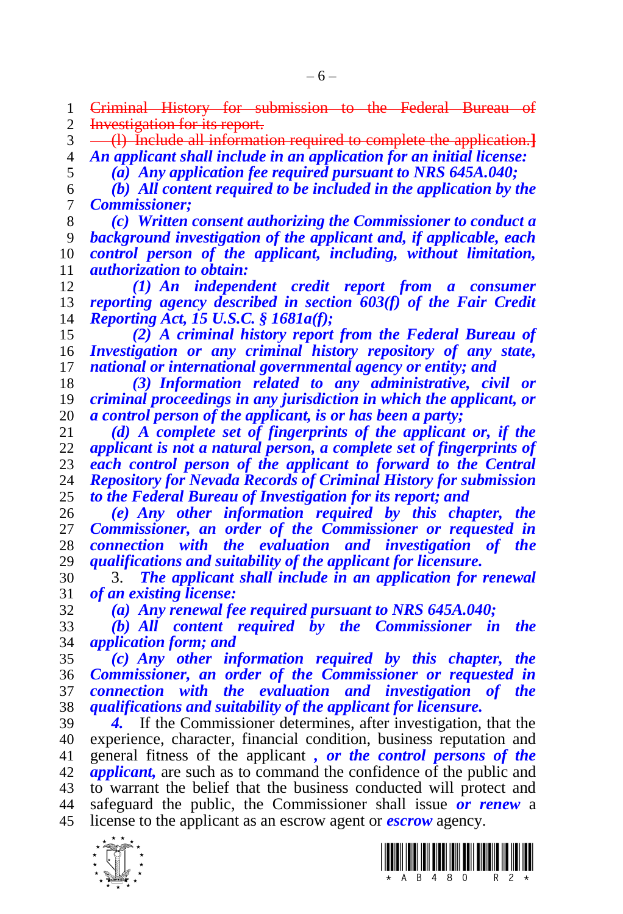~~Criminal History for submission to the Federal Bureau of Investigation for its report.~~

~~(l) Include all information required to complete the application.]~~

***An applicant shall include in an application for an initial license:***

***(a) Any application fee required pursuant to NRS 645A.040;***

***(b) All content required to be included in the application by the Commissioner;***

***(c) Written consent authorizing the Commissioner to conduct a background investigation of the applicant and, if applicable, each control person of the applicant, including, without limitation, authorization to obtain:***

***(1) An independent credit report from a consumer reporting agency described in section 603(f) of the Fair Credit Reporting Act, 15 U.S.C. § 1681a(f);***

***(2) A criminal history report from the Federal Bureau of Investigation or any criminal history repository of any state, national or international governmental agency or entity; and***

***(3) Information related to any administrative, civil or criminal proceedings in any jurisdiction in which the applicant, or a control person of the applicant, is or has been a party;***

***(d) A complete set of fingerprints of the applicant or, if the applicant is not a natural person, a complete set of fingerprints of each control person of the applicant to forward to the Central Repository for Nevada Records of Criminal History for submission to the Federal Bureau of Investigation for its report; and***

***(e) Any other information required by this chapter, the Commissioner, an order of the Commissioner or requested in connection with the evaluation and investigation of the qualifications and suitability of the applicant for licensure.***

3. ***The applicant shall include in an application for renewal of an existing license:***

***(a) Any renewal fee required pursuant to NRS 645A.040;***

***(b) All content required by the Commissioner in the application form; and***

***(c) Any other information required by this chapter, the Commissioner, an order of the Commissioner or requested in connection with the evaluation and investigation of the qualifications and suitability of the applicant for licensure.***

***4.*** If the Commissioner determines, after investigation, that the experience, character, financial condition, business reputation and general fitness of the applicant ***, or the control persons of the applicant,*** are such as to command the confidence of the public and to warrant the belief that the business conducted will protect and safeguard the public, the Commissioner shall issue ***or renew*** a license to the applicant as an escrow agent or ***escrow*** agency.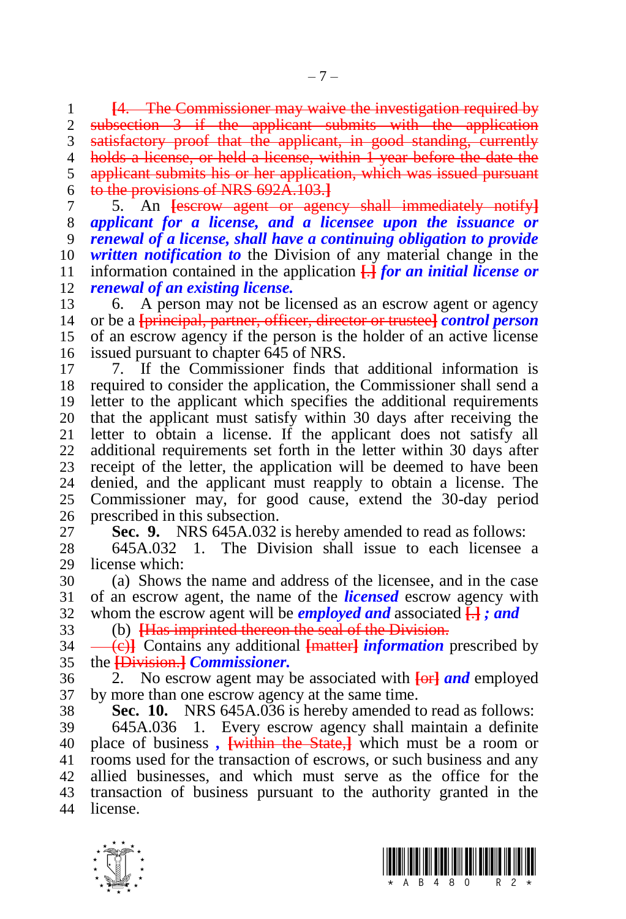[4. The Commissioner may waive the investigation required by subsection 3 if the applicant submits with the application satisfactory proof that the applicant, in good standing, currently holds a license, or held a license, within 1 year before the date the applicant submits his or her application, which was issued pursuant to the provisions of NRS 692A.103.]

5. An [escrow agent or agency shall immediately notify] ***applicant for a license, and a licensee upon the issuance or renewal of a license, shall have a continuing obligation to provide written notification to*** the Division of any material change in the information contained in the application [.] ***for an initial license or renewal of an existing license.***

6. A person may not be licensed as an escrow agent or agency or be a [principal, partner, officer, director or trustee] ***control person*** of an escrow agency if the person is the holder of an active license issued pursuant to chapter 645 of NRS.

7. If the Commissioner finds that additional information is required to consider the application, the Commissioner shall send a letter to the applicant which specifies the additional requirements that the applicant must satisfy within 30 days after receiving the letter to obtain a license. If the applicant does not satisfy all additional requirements set forth in the letter within 30 days after receipt of the letter, the application will be deemed to have been denied, and the applicant must reapply to obtain a license. The Commissioner may, for good cause, extend the 30-day period prescribed in this subsection.

**Sec. 9.** NRS 645A.032 is hereby amended to read as follows:

645A.032 1. The Division shall issue to each licensee a license which:

(a) Shows the name and address of the licensee, and in the case of an escrow agent, the name of the ***licensed*** escrow agency with whom the escrow agent will be ***employed and*** associated [.] ***; and***

(b) [Has imprinted thereon the seal of the Division.

(c)] Contains any additional [matter] ***information*** prescribed by the [Division.] ***Commissioner.***

2. No escrow agent may be associated with [or] ***and*** employed by more than one escrow agency at the same time.

**Sec. 10.** NRS 645A.036 is hereby amended to read as follows:

645A.036 1. Every escrow agency shall maintain a definite place of business ***,*** [within the State,] which must be a room or rooms used for the transaction of escrows, or such business and any allied businesses, and which must serve as the office for the transaction of business pursuant to the authority granted in the license.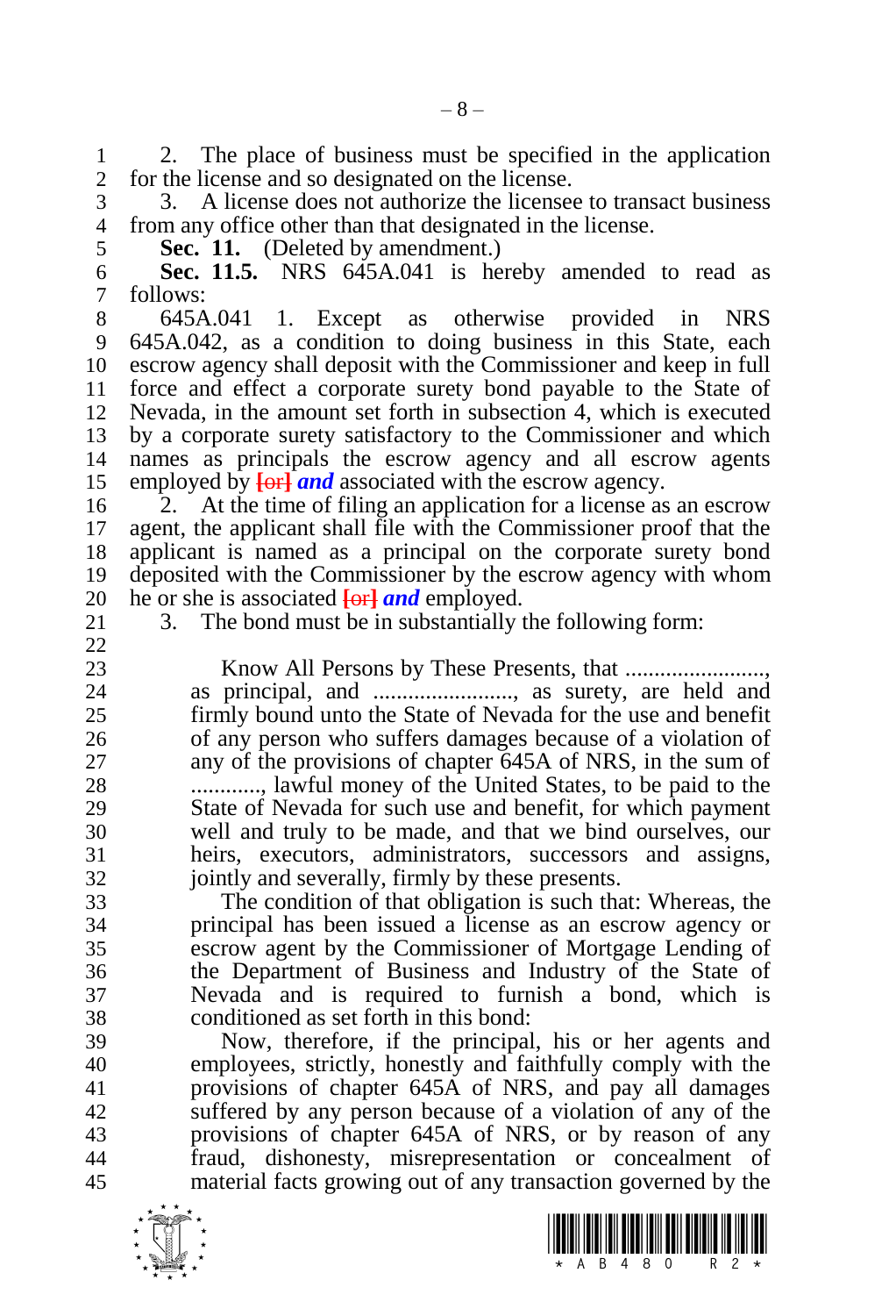2. The place of business must be specified in the application for the license and so designated on the license.

3. A license does not authorize the licensee to transact business from any office other than that designated in the license.

**Sec. 11.** (Deleted by amendment.)

**Sec. 11.5.** NRS 645A.041 is hereby amended to read as follows:

645A.041 1. Except as otherwise provided in NRS 645A.042, as a condition to doing business in this State, each escrow agency shall deposit with the Commissioner and keep in full force and effect a corporate surety bond payable to the State of Nevada, in the amount set forth in subsection 4, which is executed by a corporate surety satisfactory to the Commissioner and which names as principals the escrow agency and all escrow agents employed by [or] ***and*** associated with the escrow agency.

2. At the time of filing an application for a license as an escrow agent, the applicant shall file with the Commissioner proof that the applicant is named as a principal on the corporate surety bond deposited with the Commissioner by the escrow agency with whom he or she is associated [or] ***and*** employed.

3. The bond must be in substantially the following form:

> Know All Persons by These Presents, that ........................, as principal, and ........................, as surety, are held and firmly bound unto the State of Nevada for the use and benefit of any person who suffers damages because of a violation of any of the provisions of chapter 645A of NRS, in the sum of ............, lawful money of the United States, to be paid to the State of Nevada for such use and benefit, for which payment well and truly to be made, and that we bind ourselves, our heirs, executors, administrators, successors and assigns, jointly and severally, firmly by these presents.
>
> The condition of that obligation is such that: Whereas, the principal has been issued a license as an escrow agency or escrow agent by the Commissioner of Mortgage Lending of the Department of Business and Industry of the State of Nevada and is required to furnish a bond, which is conditioned as set forth in this bond:
>
> Now, therefore, if the principal, his or her agents and employees, strictly, honestly and faithfully comply with the provisions of chapter 645A of NRS, and pay all damages suffered by any person because of a violation of any of the provisions of chapter 645A of NRS, or by reason of any fraud, dishonesty, misrepresentation or concealment of material facts growing out of any transaction governed by the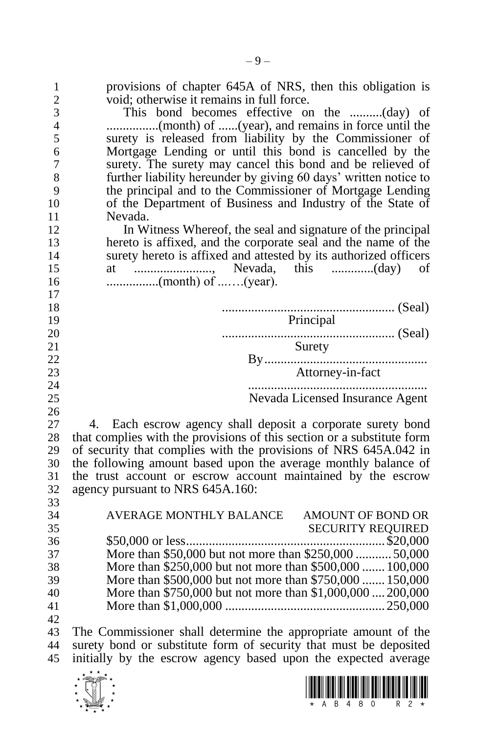provisions of chapter 645A of NRS, then this obligation is void; otherwise it remains in full force.

This bond becomes effective on the ..........(day) of ................(month) of ......(year), and remains in force until the surety is released from liability by the Commissioner of Mortgage Lending or until this bond is cancelled by the surety. The surety may cancel this bond and be relieved of further liability hereunder by giving 60 days' written notice to the principal and to the Commissioner of Mortgage Lending of the Department of Business and Industry of the State of Nevada.

In Witness Whereof, the seal and signature of the principal hereto is affixed, and the corporate seal and the name of the surety hereto is affixed and attested by its authorized officers at ........................, Nevada, this .............(day) of ................(month) of ......(year).

..................................................... (Seal)
Principal

..................................................... (Seal)
Surety

By..................................................
Attorney-in-fact

.......................................................
Nevada Licensed Insurance Agent

4. Each escrow agency shall deposit a corporate surety bond that complies with the provisions of this section or a substitute form of security that complies with the provisions of NRS 645A.042 in the following amount based upon the average monthly balance of the trust account or escrow account maintained by the escrow agency pursuant to NRS 645A.160:

| AVERAGE MONTHLY BALANCE | AMOUNT OF BOND OR SECURITY REQUIRED |
|---|---|
| $50,000 or less | $20,000 |
| More than $50,000 but not more than $250,000 | 50,000 |
| More than $250,000 but not more than $500,000 | 100,000 |
| More than $500,000 but not more than $750,000 | 150,000 |
| More than $750,000 but not more than $1,000,000 | 200,000 |
| More than $1,000,000 | 250,000 |

The Commissioner shall determine the appropriate amount of the surety bond or substitute form of security that must be deposited initially by the escrow agency based upon the expected average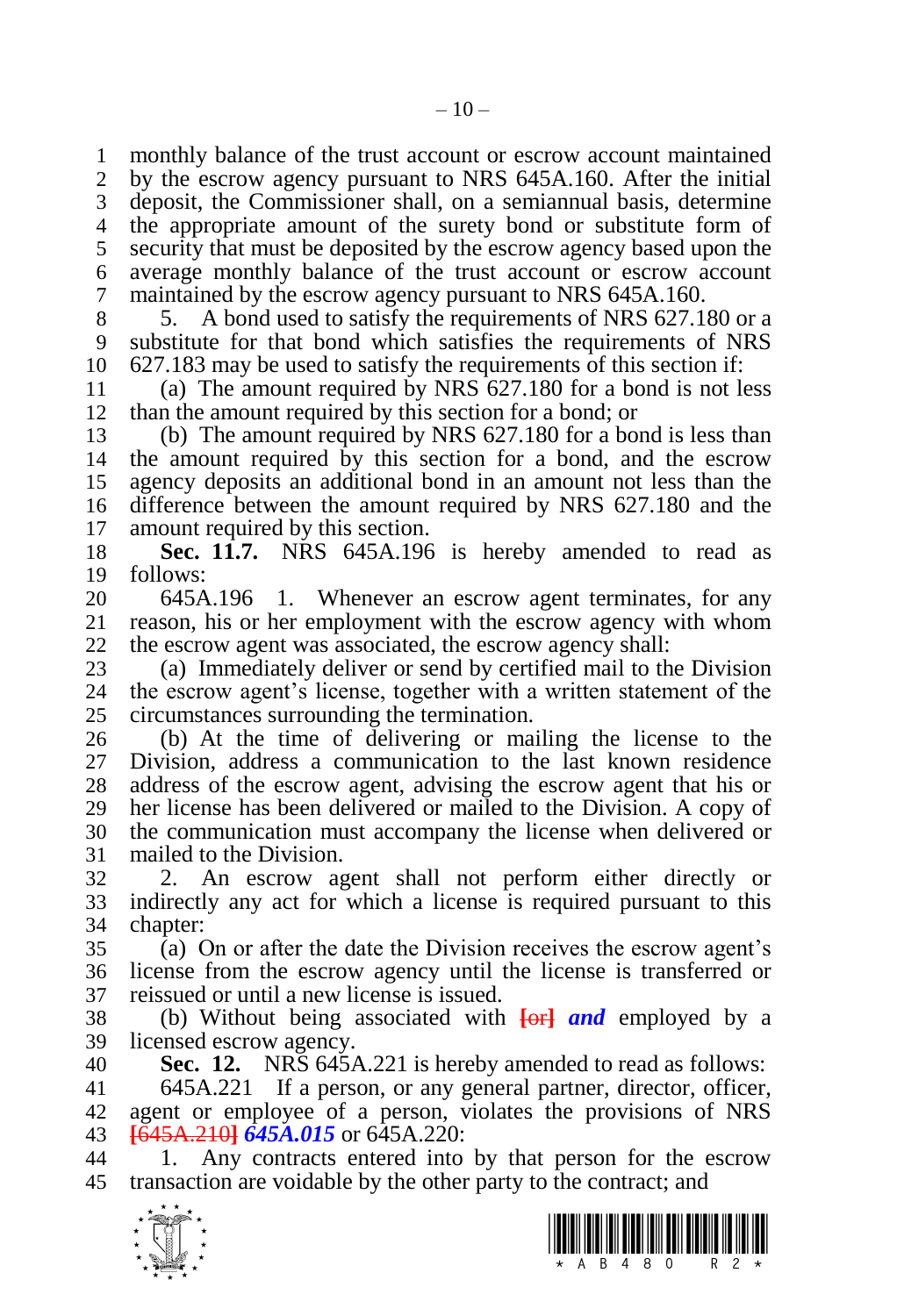monthly balance of the trust account or escrow account maintained by the escrow agency pursuant to NRS 645A.160. After the initial deposit, the Commissioner shall, on a semiannual basis, determine the appropriate amount of the surety bond or substitute form of security that must be deposited by the escrow agency based upon the average monthly balance of the trust account or escrow account maintained by the escrow agency pursuant to NRS 645A.160.

5. A bond used to satisfy the requirements of NRS 627.180 or a substitute for that bond which satisfies the requirements of NRS 627.183 may be used to satisfy the requirements of this section if:

(a) The amount required by NRS 627.180 for a bond is not less than the amount required by this section for a bond; or

(b) The amount required by NRS 627.180 for a bond is less than the amount required by this section for a bond, and the escrow agency deposits an additional bond in an amount not less than the difference between the amount required by NRS 627.180 and the amount required by this section.

**Sec. 11.7.** NRS 645A.196 is hereby amended to read as follows:

645A.196 1. Whenever an escrow agent terminates, for any reason, his or her employment with the escrow agency with whom the escrow agent was associated, the escrow agency shall:

(a) Immediately deliver or send by certified mail to the Division the escrow agent's license, together with a written statement of the circumstances surrounding the termination.

(b) At the time of delivering or mailing the license to the Division, address a communication to the last known residence address of the escrow agent, advising the escrow agent that his or her license has been delivered or mailed to the Division. A copy of the communication must accompany the license when delivered or mailed to the Division.

2. An escrow agent shall not perform either directly or indirectly any act for which a license is required pursuant to this chapter:

(a) On or after the date the Division receives the escrow agent's license from the escrow agency until the license is transferred or reissued or until a new license is issued.

(b) Without being associated with **[or]** ***and*** employed by a licensed escrow agency.

**Sec. 12.** NRS 645A.221 is hereby amended to read as follows:

645A.221 If a person, or any general partner, director, officer, agent or employee of a person, violates the provisions of NRS **[645A.210]** ***645A.015*** or 645A.220:

1. Any contracts entered into by that person for the escrow transaction are voidable by the other party to the contract; and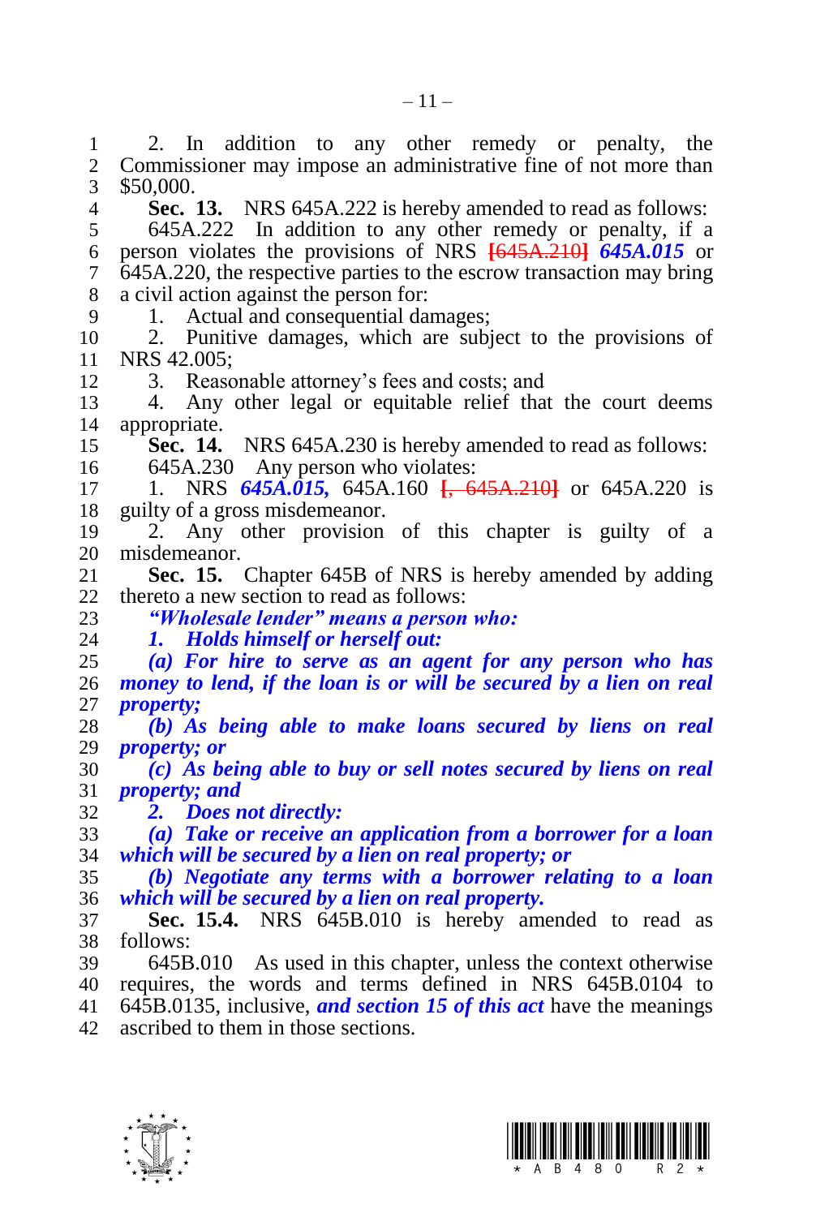2. In addition to any other remedy or penalty, the Commissioner may impose an administrative fine of not more than $50,000.

**Sec. 13.** NRS 645A.222 is hereby amended to read as follows:

645A.222 In addition to any other remedy or penalty, if a person violates the provisions of NRS **[**~~645A.210~~**]** ***645A.015*** or 645A.220, the respective parties to the escrow transaction may bring a civil action against the person for:

1. Actual and consequential damages;
2. Punitive damages, which are subject to the provisions of NRS 42.005;
3. Reasonable attorney's fees and costs; and
4. Any other legal or equitable relief that the court deems appropriate.

**Sec. 14.** NRS 645A.230 is hereby amended to read as follows:

645A.230 Any person who violates:

1. NRS ***645A.015,*** 645A.160 **[**~~, 645A.210~~**]** or 645A.220 is guilty of a gross misdemeanor.
2. Any other provision of this chapter is guilty of a misdemeanor.

**Sec. 15.** Chapter 645B of NRS is hereby amended by adding thereto a new section to read as follows:

***"Wholesale lender" means a person who:***

***1. Holds himself or herself out:***

***(a) For hire to serve as an agent for any person who has money to lend, if the loan is or will be secured by a lien on real property;***

***(b) As being able to make loans secured by liens on real property; or***

***(c) As being able to buy or sell notes secured by liens on real property; and***

***2. Does not directly:***

***(a) Take or receive an application from a borrower for a loan which will be secured by a lien on real property; or***

***(b) Negotiate any terms with a borrower relating to a loan which will be secured by a lien on real property.***

**Sec. 15.4.** NRS 645B.010 is hereby amended to read as follows:

645B.010 As used in this chapter, unless the context otherwise requires, the words and terms defined in NRS 645B.0104 to 645B.0135, inclusive, ***and section 15 of this act*** have the meanings ascribed to them in those sections.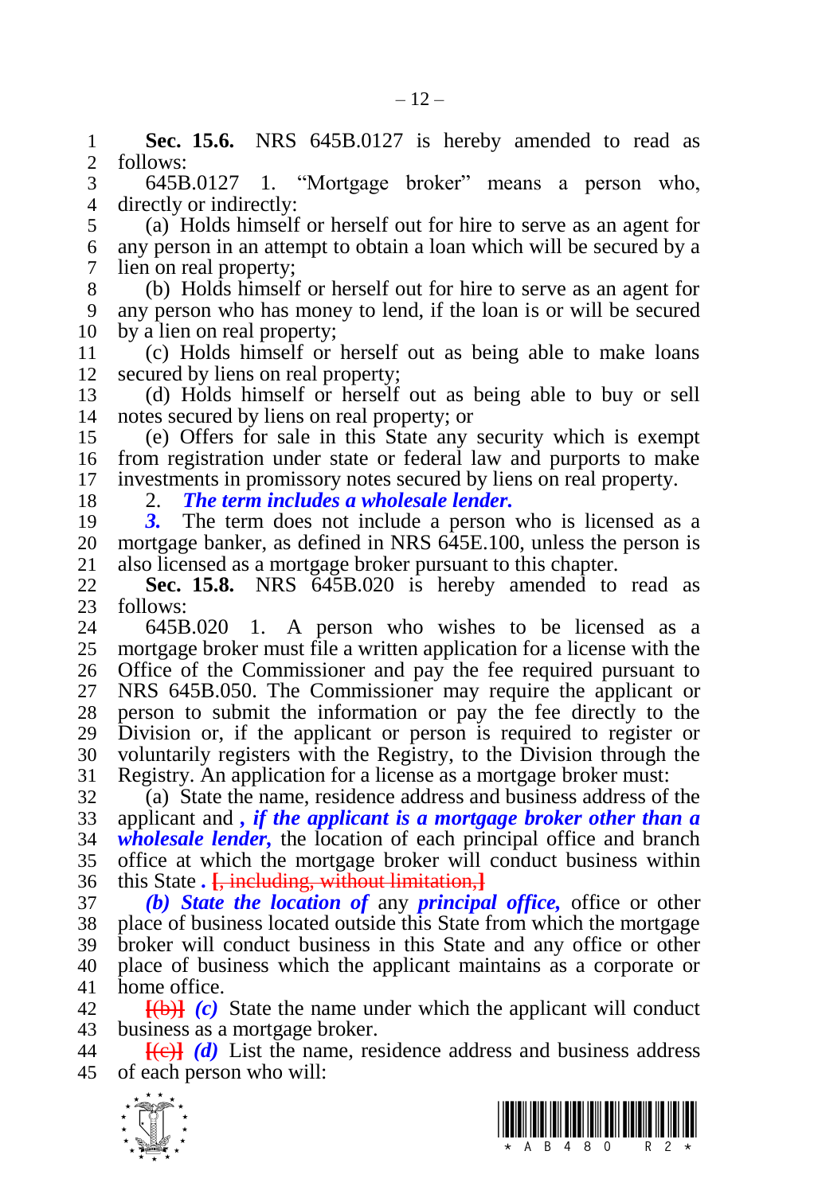**Sec. 15.6.** NRS 645B.0127 is hereby amended to read as follows:

645B.0127 1. "Mortgage broker" means a person who, directly or indirectly:

(a) Holds himself or herself out for hire to serve as an agent for any person in an attempt to obtain a loan which will be secured by a lien on real property;

(b) Holds himself or herself out for hire to serve as an agent for any person who has money to lend, if the loan is or will be secured by a lien on real property;

(c) Holds himself or herself out as being able to make loans secured by liens on real property;

(d) Holds himself or herself out as being able to buy or sell notes secured by liens on real property; or

(e) Offers for sale in this State any security which is exempt from registration under state or federal law and purports to make investments in promissory notes secured by liens on real property.

2. ***The term includes a wholesale lender.***

***3.*** The term does not include a person who is licensed as a mortgage banker, as defined in NRS 645E.100, unless the person is also licensed as a mortgage broker pursuant to this chapter.

**Sec. 15.8.** NRS 645B.020 is hereby amended to read as follows:

645B.020 1. A person who wishes to be licensed as a mortgage broker must file a written application for a license with the Office of the Commissioner and pay the fee required pursuant to NRS 645B.050. The Commissioner may require the applicant or person to submit the information or pay the fee directly to the Division or, if the applicant or person is required to register or voluntarily registers with the Registry, to the Division through the Registry. An application for a license as a mortgage broker must:

(a) State the name, residence address and business address of the applicant and ***, if the applicant is a mortgage broker other than a wholesale lender,*** the location of each principal office and branch office at which the mortgage broker will conduct business within this State ***.*** ~~[, including, without limitation,]~~

***(b) State the location of*** any ***principal office,*** office or other place of business located outside this State from which the mortgage broker will conduct business in this State and any office or other place of business which the applicant maintains as a corporate or home office.

~~[(b)]~~ ***(c)*** State the name under which the applicant will conduct business as a mortgage broker.

~~[(c)]~~ ***(d)*** List the name, residence address and business address of each person who will: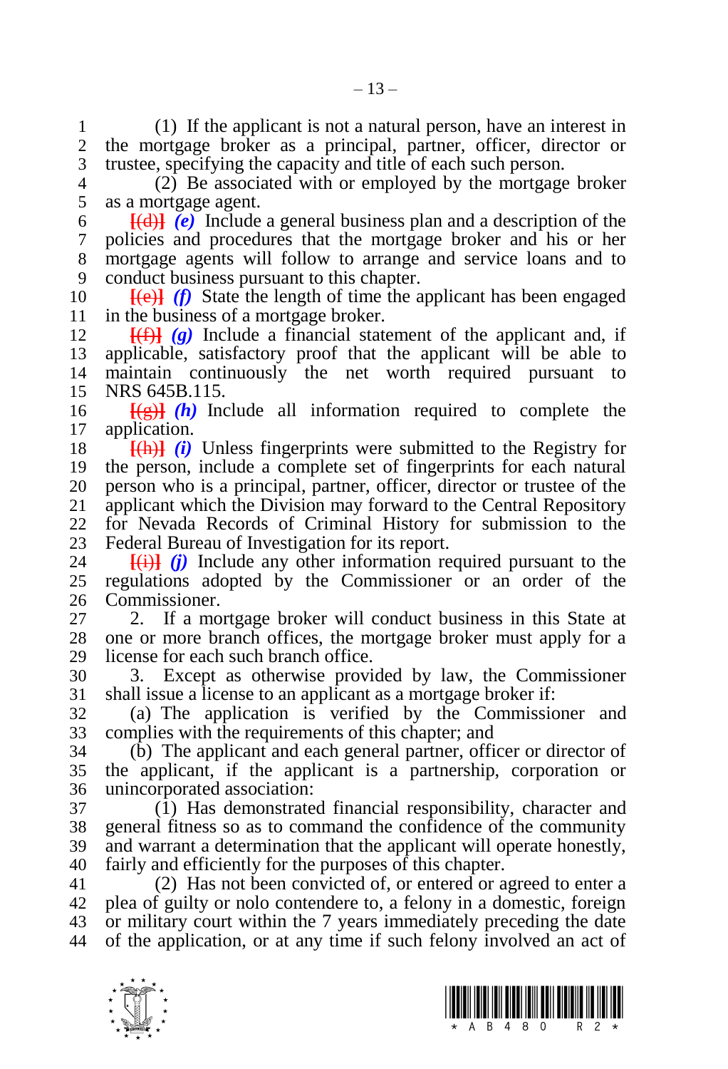(1) If the applicant is not a natural person, have an interest in the mortgage broker as a principal, partner, officer, director or trustee, specifying the capacity and title of each such person.

(2) Be associated with or employed by the mortgage broker as a mortgage agent.

[(d)] ***(e)*** Include a general business plan and a description of the policies and procedures that the mortgage broker and his or her mortgage agents will follow to arrange and service loans and to conduct business pursuant to this chapter.

[(e)] ***(f)*** State the length of time the applicant has been engaged in the business of a mortgage broker.

[(f)] ***(g)*** Include a financial statement of the applicant and, if applicable, satisfactory proof that the applicant will be able to maintain continuously the net worth required pursuant to NRS 645B.115.

[(g)] ***(h)*** Include all information required to complete the application.

[(h)] ***(i)*** Unless fingerprints were submitted to the Registry for the person, include a complete set of fingerprints for each natural person who is a principal, partner, officer, director or trustee of the applicant which the Division may forward to the Central Repository for Nevada Records of Criminal History for submission to the Federal Bureau of Investigation for its report.

[(i)] ***(j)*** Include any other information required pursuant to the regulations adopted by the Commissioner or an order of the Commissioner.

2. If a mortgage broker will conduct business in this State at one or more branch offices, the mortgage broker must apply for a license for each such branch office.

3. Except as otherwise provided by law, the Commissioner shall issue a license to an applicant as a mortgage broker if:

(a) The application is verified by the Commissioner and complies with the requirements of this chapter; and

(b) The applicant and each general partner, officer or director of the applicant, if the applicant is a partnership, corporation or unincorporated association:

(1) Has demonstrated financial responsibility, character and general fitness so as to command the confidence of the community and warrant a determination that the applicant will operate honestly, fairly and efficiently for the purposes of this chapter.

(2) Has not been convicted of, or entered or agreed to enter a plea of guilty or nolo contendere to, a felony in a domestic, foreign or military court within the 7 years immediately preceding the date of the application, or at any time if such felony involved an act of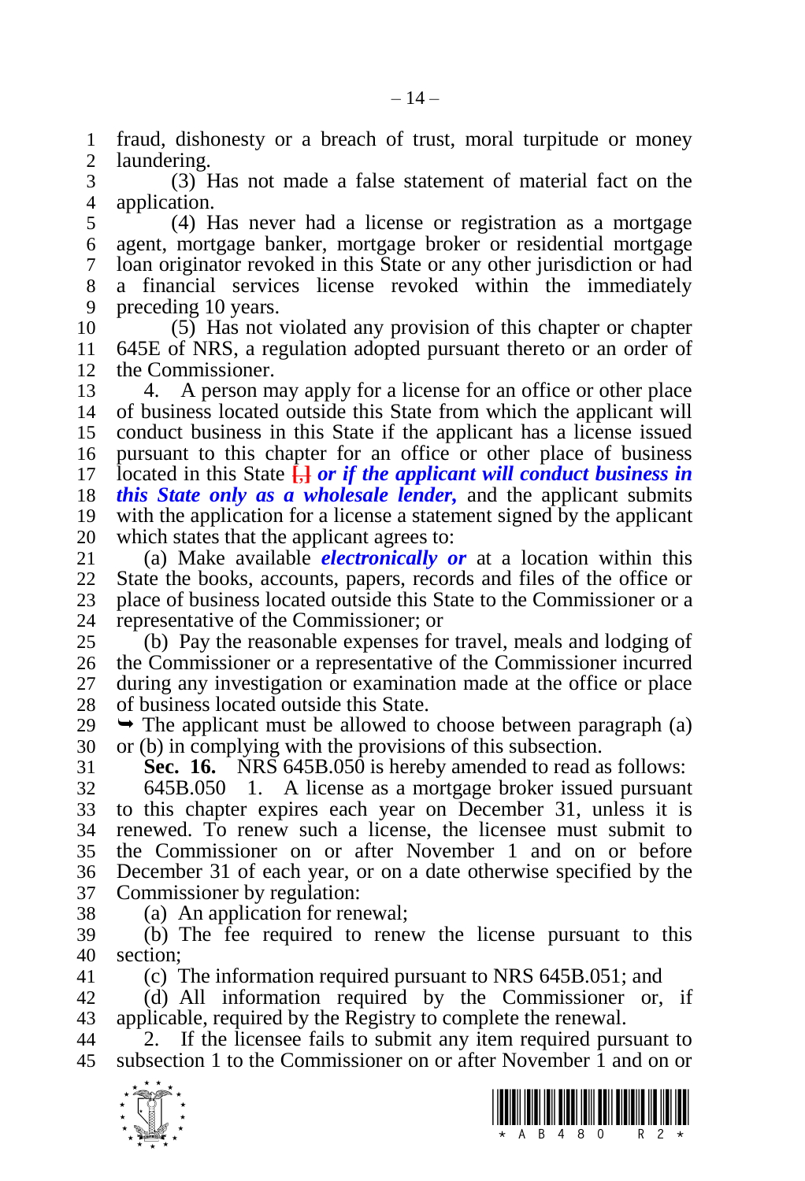fraud, dishonesty or a breach of trust, moral turpitude or money laundering.

(3) Has not made a false statement of material fact on the application.

(4) Has never had a license or registration as a mortgage agent, mortgage banker, mortgage broker or residential mortgage loan originator revoked in this State or any other jurisdiction or had a financial services license revoked within the immediately preceding 10 years.

(5) Has not violated any provision of this chapter or chapter 645E of NRS, a regulation adopted pursuant thereto or an order of the Commissioner.

4. A person may apply for a license for an office or other place of business located outside this State from which the applicant will conduct business in this State if the applicant has a license issued pursuant to this chapter for an office or other place of business located in this State [,] ***or if the applicant will conduct business in this State only as a wholesale lender,*** and the applicant submits with the application for a license a statement signed by the applicant which states that the applicant agrees to:

(a) Make available ***electronically or*** at a location within this State the books, accounts, papers, records and files of the office or place of business located outside this State to the Commissioner or a representative of the Commissioner; or

(b) Pay the reasonable expenses for travel, meals and lodging of the Commissioner or a representative of the Commissioner incurred during any investigation or examination made at the office or place of business located outside this State.

➥ The applicant must be allowed to choose between paragraph (a) or (b) in complying with the provisions of this subsection.

**Sec. 16.** NRS 645B.050 is hereby amended to read as follows:

645B.050 1. A license as a mortgage broker issued pursuant to this chapter expires each year on December 31, unless it is renewed. To renew such a license, the licensee must submit to the Commissioner on or after November 1 and on or before December 31 of each year, or on a date otherwise specified by the Commissioner by regulation:

(a) An application for renewal;

(b) The fee required to renew the license pursuant to this section;

(c) The information required pursuant to NRS 645B.051; and

(d) All information required by the Commissioner or, if applicable, required by the Registry to complete the renewal.

2. If the licensee fails to submit any item required pursuant to subsection 1 to the Commissioner on or after November 1 and on or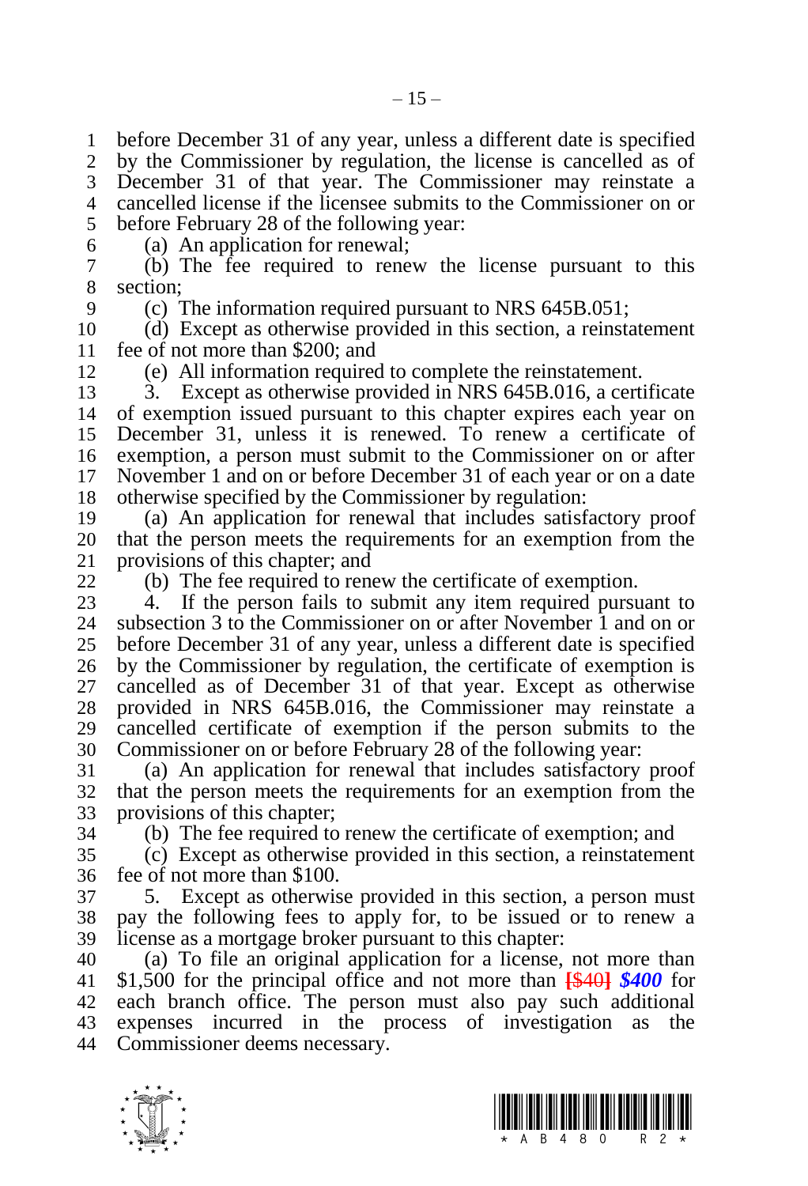before December 31 of any year, unless a different date is specified by the Commissioner by regulation, the license is cancelled as of December 31 of that year. The Commissioner may reinstate a cancelled license if the licensee submits to the Commissioner on or before February 28 of the following year:

(a) An application for renewal;

(b) The fee required to renew the license pursuant to this section;

(c) The information required pursuant to NRS 645B.051;

(d) Except as otherwise provided in this section, a reinstatement fee of not more than $200; and

(e) All information required to complete the reinstatement.

3. Except as otherwise provided in NRS 645B.016, a certificate of exemption issued pursuant to this chapter expires each year on December 31, unless it is renewed. To renew a certificate of exemption, a person must submit to the Commissioner on or after November 1 and on or before December 31 of each year or on a date otherwise specified by the Commissioner by regulation:

(a) An application for renewal that includes satisfactory proof that the person meets the requirements for an exemption from the provisions of this chapter; and

(b) The fee required to renew the certificate of exemption.

4. If the person fails to submit any item required pursuant to subsection 3 to the Commissioner on or after November 1 and on or before December 31 of any year, unless a different date is specified by the Commissioner by regulation, the certificate of exemption is cancelled as of December 31 of that year. Except as otherwise provided in NRS 645B.016, the Commissioner may reinstate a cancelled certificate of exemption if the person submits to the Commissioner on or before February 28 of the following year:

(a) An application for renewal that includes satisfactory proof that the person meets the requirements for an exemption from the provisions of this chapter;

(b) The fee required to renew the certificate of exemption; and

(c) Except as otherwise provided in this section, a reinstatement fee of not more than $100.

5. Except as otherwise provided in this section, a person must pay the following fees to apply for, to be issued or to renew a license as a mortgage broker pursuant to this chapter:

(a) To file an original application for a license, not more than $1,500 for the principal office and not more than **[**$40**]** ***$400*** for each branch office. The person must also pay such additional expenses incurred in the process of investigation as the Commissioner deems necessary.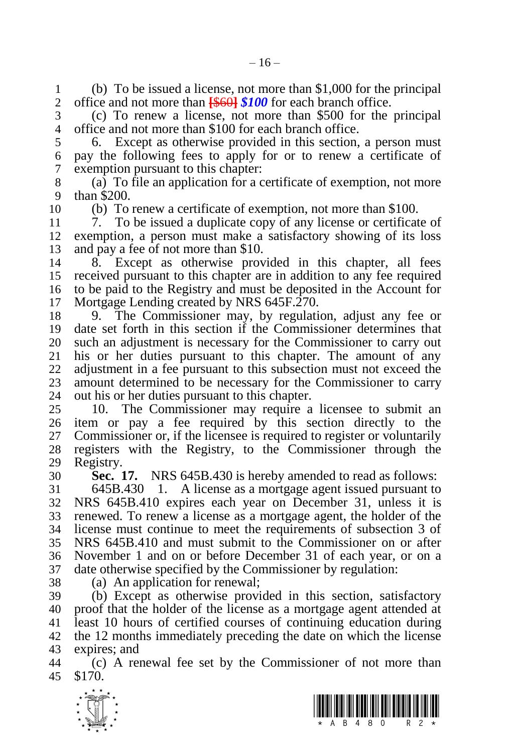(b) To be issued a license, not more than $1,000 for the principal office and not more than [$60] ***$100*** for each branch office.

(c) To renew a license, not more than $500 for the principal office and not more than $100 for each branch office.

6. Except as otherwise provided in this section, a person must pay the following fees to apply for or to renew a certificate of exemption pursuant to this chapter:

(a) To file an application for a certificate of exemption, not more than $200.

(b) To renew a certificate of exemption, not more than $100.

7. To be issued a duplicate copy of any license or certificate of exemption, a person must make a satisfactory showing of its loss and pay a fee of not more than $10.

8. Except as otherwise provided in this chapter, all fees received pursuant to this chapter are in addition to any fee required to be paid to the Registry and must be deposited in the Account for Mortgage Lending created by NRS 645F.270.

9. The Commissioner may, by regulation, adjust any fee or date set forth in this section if the Commissioner determines that such an adjustment is necessary for the Commissioner to carry out his or her duties pursuant to this chapter. The amount of any adjustment in a fee pursuant to this subsection must not exceed the amount determined to be necessary for the Commissioner to carry out his or her duties pursuant to this chapter.

10. The Commissioner may require a licensee to submit an item or pay a fee required by this section directly to the Commissioner or, if the licensee is required to register or voluntarily registers with the Registry, to the Commissioner through the Registry.

**Sec. 17.** NRS 645B.430 is hereby amended to read as follows:

645B.430 1. A license as a mortgage agent issued pursuant to NRS 645B.410 expires each year on December 31, unless it is renewed. To renew a license as a mortgage agent, the holder of the license must continue to meet the requirements of subsection 3 of NRS 645B.410 and must submit to the Commissioner on or after November 1 and on or before December 31 of each year, or on a date otherwise specified by the Commissioner by regulation:

(a) An application for renewal;

(b) Except as otherwise provided in this section, satisfactory proof that the holder of the license as a mortgage agent attended at least 10 hours of certified courses of continuing education during the 12 months immediately preceding the date on which the license expires; and

(c) A renewal fee set by the Commissioner of not more than $170.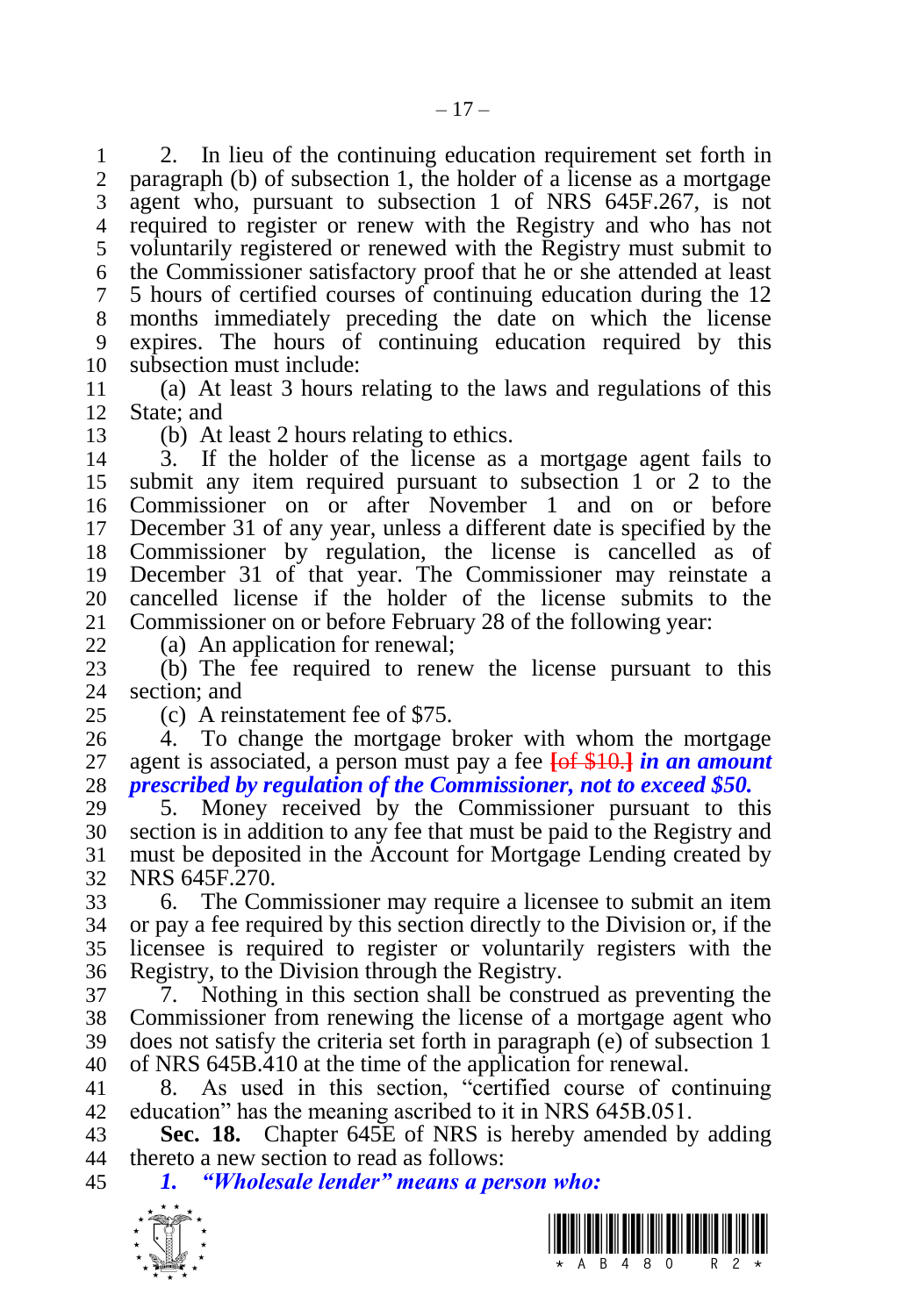2. In lieu of the continuing education requirement set forth in paragraph (b) of subsection 1, the holder of a license as a mortgage agent who, pursuant to subsection 1 of NRS 645F.267, is not required to register or renew with the Registry and who has not voluntarily registered or renewed with the Registry must submit to the Commissioner satisfactory proof that he or she attended at least 5 hours of certified courses of continuing education during the 12 months immediately preceding the date on which the license expires. The hours of continuing education required by this subsection must include:

(a) At least 3 hours relating to the laws and regulations of this State; and

(b) At least 2 hours relating to ethics.

3. If the holder of the license as a mortgage agent fails to submit any item required pursuant to subsection 1 or 2 to the Commissioner on or after November 1 and on or before December 31 of any year, unless a different date is specified by the Commissioner by regulation, the license is cancelled as of December 31 of that year. The Commissioner may reinstate a cancelled license if the holder of the license submits to the Commissioner on or before February 28 of the following year:

(a) An application for renewal;

(b) The fee required to renew the license pursuant to this section; and

(c) A reinstatement fee of $75.

4. To change the mortgage broker with whom the mortgage agent is associated, a person must pay a fee **[of $10.]** ***in an amount prescribed by regulation of the Commissioner, not to exceed $50.***

5. Money received by the Commissioner pursuant to this section is in addition to any fee that must be paid to the Registry and must be deposited in the Account for Mortgage Lending created by NRS 645F.270.

6. The Commissioner may require a licensee to submit an item or pay a fee required by this section directly to the Division or, if the licensee is required to register or voluntarily registers with the Registry, to the Division through the Registry.

7. Nothing in this section shall be construed as preventing the Commissioner from renewing the license of a mortgage agent who does not satisfy the criteria set forth in paragraph (e) of subsection 1 of NRS 645B.410 at the time of the application for renewal.

8. As used in this section, "certified course of continuing education" has the meaning ascribed to it in NRS 645B.051.

**Sec. 18.** Chapter 645E of NRS is hereby amended by adding thereto a new section to read as follows:

***1. "Wholesale lender" means a person who:***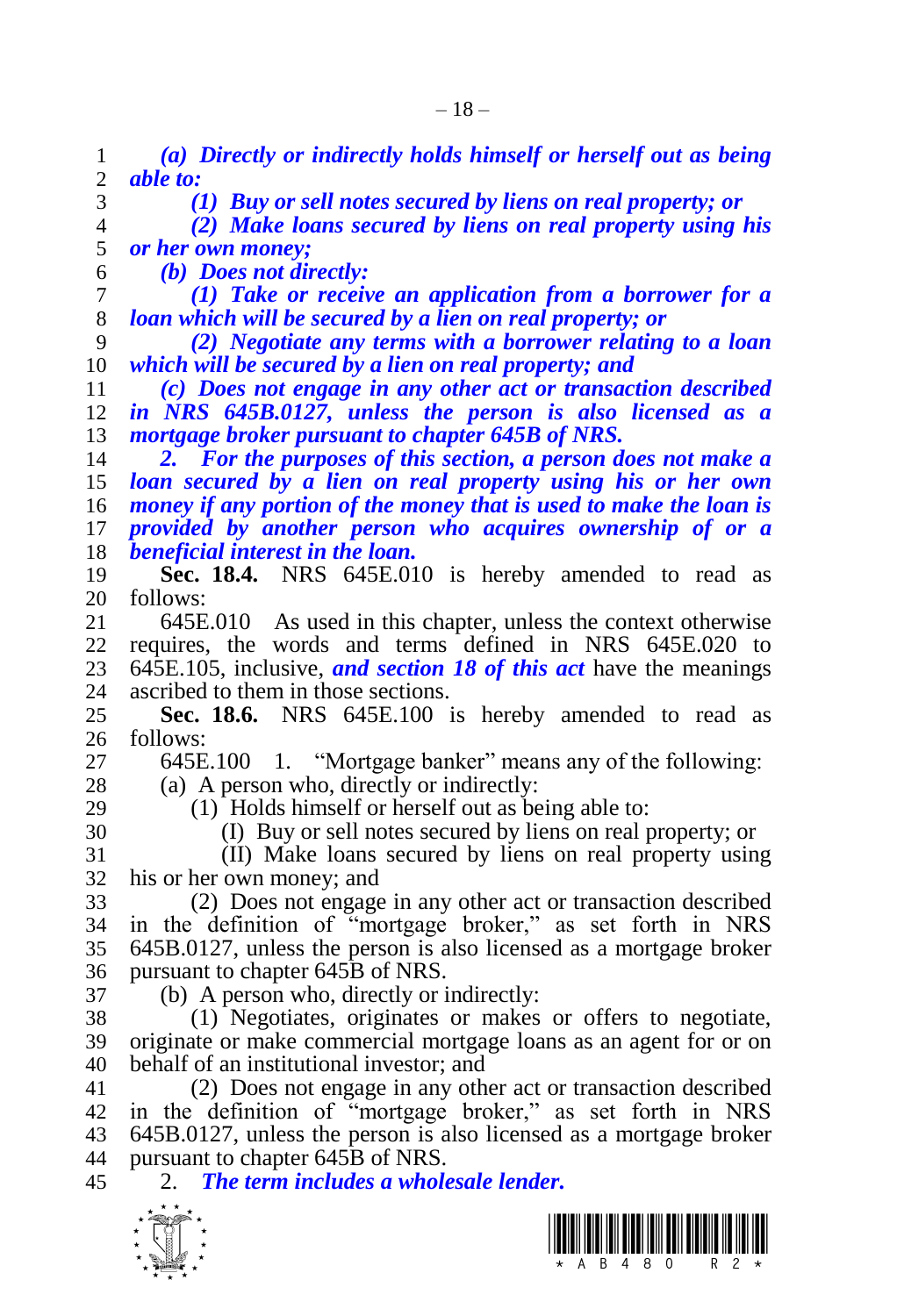***(a) Directly or indirectly holds himself or herself out as being able to:***

***(1) Buy or sell notes secured by liens on real property; or***

***(2) Make loans secured by liens on real property using his or her own money;***

***(b) Does not directly:***

***(1) Take or receive an application from a borrower for a loan which will be secured by a lien on real property; or***

***(2) Negotiate any terms with a borrower relating to a loan which will be secured by a lien on real property; and***

***(c) Does not engage in any other act or transaction described in NRS 645B.0127, unless the person is also licensed as a mortgage broker pursuant to chapter 645B of NRS.***

***2. For the purposes of this section, a person does not make a loan secured by a lien on real property using his or her own money if any portion of the money that is used to make the loan is provided by another person who acquires ownership of or a beneficial interest in the loan.***

**Sec. 18.4.** NRS 645E.010 is hereby amended to read as follows:

645E.010 As used in this chapter, unless the context otherwise requires, the words and terms defined in NRS 645E.020 to 645E.105, inclusive, ***and section 18 of this act*** have the meanings ascribed to them in those sections.

**Sec. 18.6.** NRS 645E.100 is hereby amended to read as follows:

645E.100 1. "Mortgage banker" means any of the following:

(a) A person who, directly or indirectly:

(1) Holds himself or herself out as being able to:

(I) Buy or sell notes secured by liens on real property; or

(II) Make loans secured by liens on real property using his or her own money; and

(2) Does not engage in any other act or transaction described in the definition of "mortgage broker," as set forth in NRS 645B.0127, unless the person is also licensed as a mortgage broker pursuant to chapter 645B of NRS.

(b) A person who, directly or indirectly:

(1) Negotiates, originates or makes or offers to negotiate, originate or make commercial mortgage loans as an agent for or on behalf of an institutional investor; and

(2) Does not engage in any other act or transaction described in the definition of "mortgage broker," as set forth in NRS 645B.0127, unless the person is also licensed as a mortgage broker pursuant to chapter 645B of NRS.

2. ***The term includes a wholesale lender.***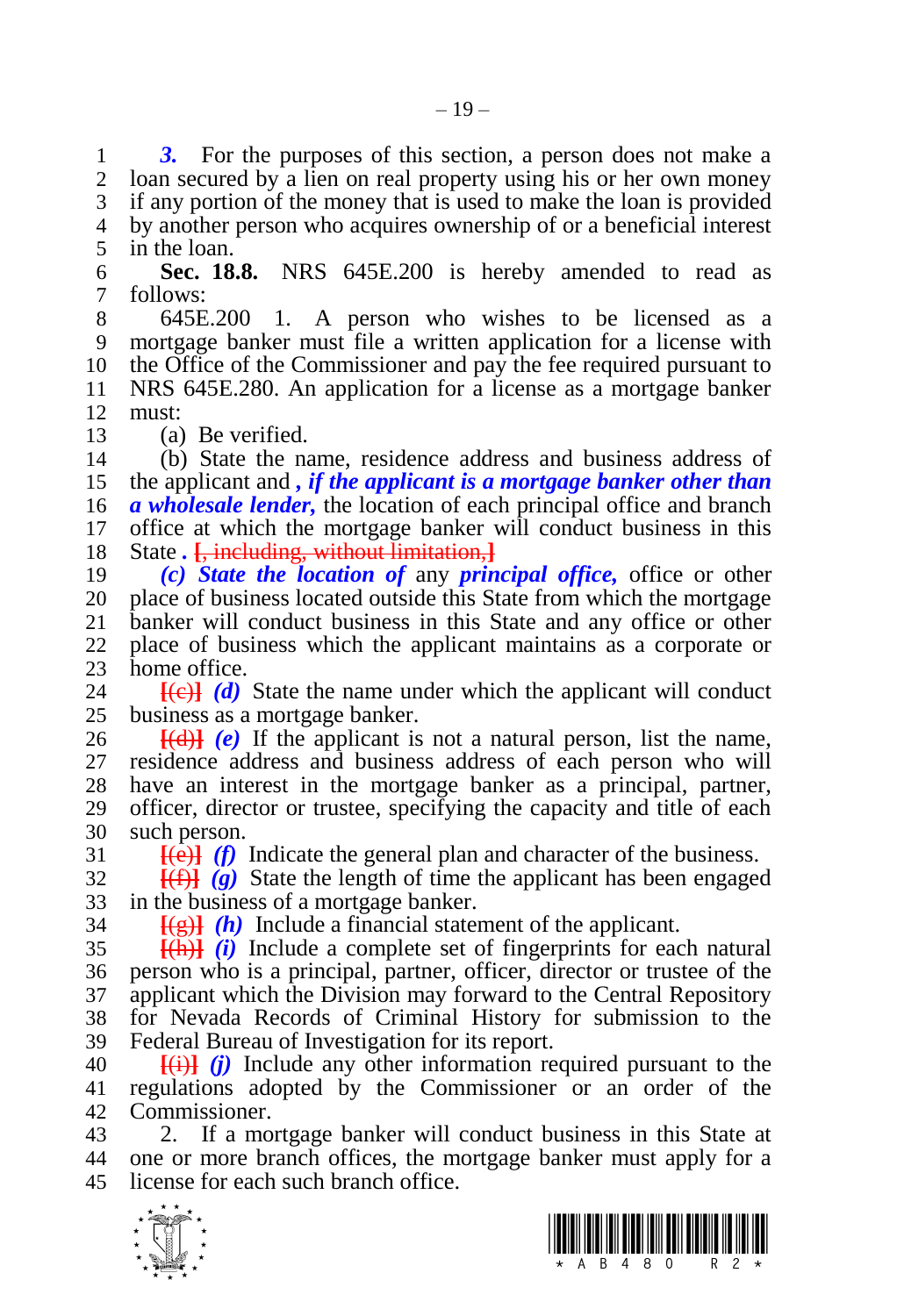***3.*** For the purposes of this section, a person does not make a loan secured by a lien on real property using his or her own money if any portion of the money that is used to make the loan is provided by another person who acquires ownership of or a beneficial interest in the loan.

**Sec. 18.8.** NRS 645E.200 is hereby amended to read as follows:

645E.200 1. A person who wishes to be licensed as a mortgage banker must file a written application for a license with the Office of the Commissioner and pay the fee required pursuant to NRS 645E.280. An application for a license as a mortgage banker must:

(a) Be verified.

(b) State the name, residence address and business address of the applicant and ***, if the applicant is a mortgage banker other than a wholesale lender,*** the location of each principal office and branch office at which the mortgage banker will conduct business in this State ***.*** [, including, without limitation,]

***(c) State the location of*** any ***principal office,*** office or other place of business located outside this State from which the mortgage banker will conduct business in this State and any office or other place of business which the applicant maintains as a corporate or home office.

[(c)] ***(d)*** State the name under which the applicant will conduct business as a mortgage banker.

[(d)] ***(e)*** If the applicant is not a natural person, list the name, residence address and business address of each person who will have an interest in the mortgage banker as a principal, partner, officer, director or trustee, specifying the capacity and title of each such person.

[(e)] ***(f)*** Indicate the general plan and character of the business.

[(f)] ***(g)*** State the length of time the applicant has been engaged in the business of a mortgage banker.

[(g)] ***(h)*** Include a financial statement of the applicant.

[(h)] ***(i)*** Include a complete set of fingerprints for each natural person who is a principal, partner, officer, director or trustee of the applicant which the Division may forward to the Central Repository for Nevada Records of Criminal History for submission to the Federal Bureau of Investigation for its report.

[(i)] ***(j)*** Include any other information required pursuant to the regulations adopted by the Commissioner or an order of the Commissioner.

2. If a mortgage banker will conduct business in this State at one or more branch offices, the mortgage banker must apply for a license for each such branch office.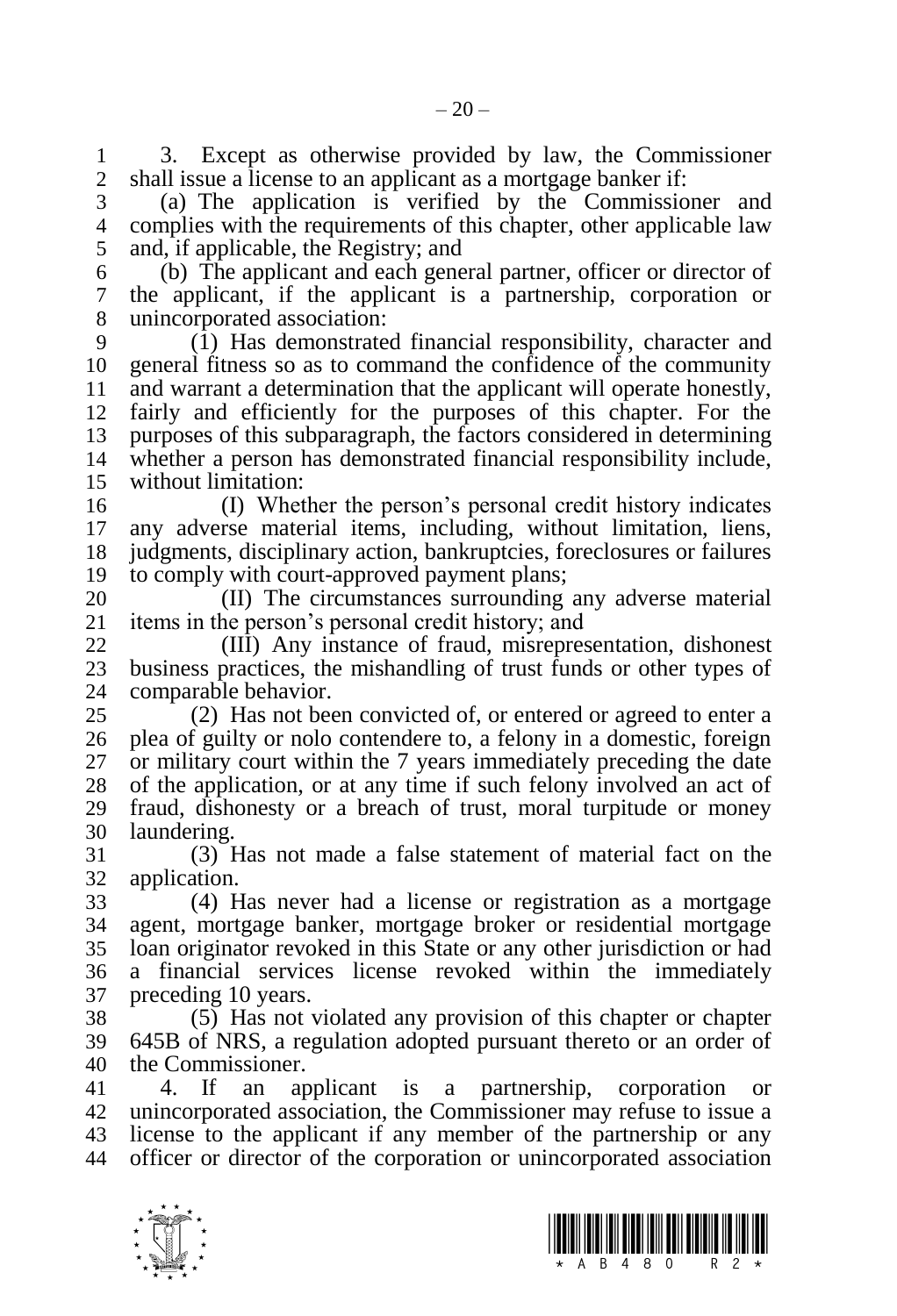3. Except as otherwise provided by law, the Commissioner shall issue a license to an applicant as a mortgage banker if:

(a) The application is verified by the Commissioner and complies with the requirements of this chapter, other applicable law and, if applicable, the Registry; and

(b) The applicant and each general partner, officer or director of the applicant, if the applicant is a partnership, corporation or unincorporated association:

(1) Has demonstrated financial responsibility, character and general fitness so as to command the confidence of the community and warrant a determination that the applicant will operate honestly, fairly and efficiently for the purposes of this chapter. For the purposes of this subparagraph, the factors considered in determining whether a person has demonstrated financial responsibility include, without limitation:

(I) Whether the person's personal credit history indicates any adverse material items, including, without limitation, liens, judgments, disciplinary action, bankruptcies, foreclosures or failures to comply with court-approved payment plans;

(II) The circumstances surrounding any adverse material items in the person's personal credit history; and

(III) Any instance of fraud, misrepresentation, dishonest business practices, the mishandling of trust funds or other types of comparable behavior.

(2) Has not been convicted of, or entered or agreed to enter a plea of guilty or nolo contendere to, a felony in a domestic, foreign or military court within the 7 years immediately preceding the date of the application, or at any time if such felony involved an act of fraud, dishonesty or a breach of trust, moral turpitude or money laundering.

(3) Has not made a false statement of material fact on the application.

(4) Has never had a license or registration as a mortgage agent, mortgage banker, mortgage broker or residential mortgage loan originator revoked in this State or any other jurisdiction or had a financial services license revoked within the immediately preceding 10 years.

(5) Has not violated any provision of this chapter or chapter 645B of NRS, a regulation adopted pursuant thereto or an order of the Commissioner.

4. If an applicant is a partnership, corporation or unincorporated association, the Commissioner may refuse to issue a license to the applicant if any member of the partnership or any officer or director of the corporation or unincorporated association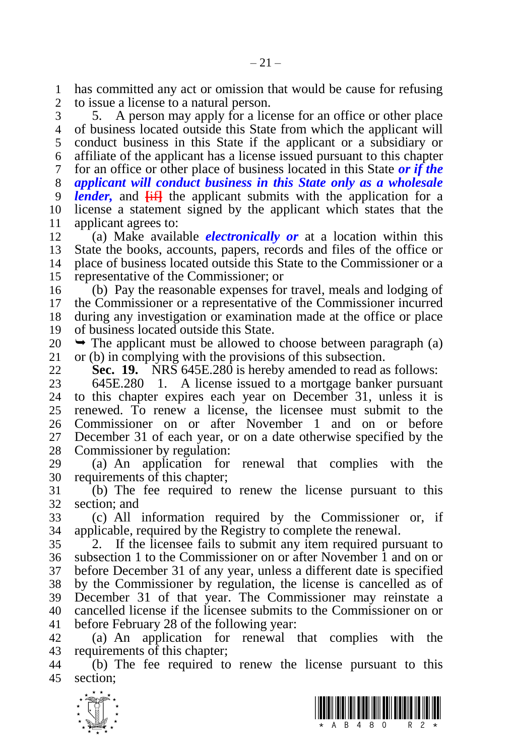has committed any act or omission that would be cause for refusing to issue a license to a natural person.

5. A person may apply for a license for an office or other place of business located outside this State from which the applicant will conduct business in this State if the applicant or a subsidiary or affiliate of the applicant has a license issued pursuant to this chapter for an office or other place of business located in this State ***or if the applicant will conduct business in this State only as a wholesale lender,*** and [if] the applicant submits with the application for a license a statement signed by the applicant which states that the applicant agrees to:

(a) Make available ***electronically or*** at a location within this State the books, accounts, papers, records and files of the office or place of business located outside this State to the Commissioner or a representative of the Commissioner; or

(b) Pay the reasonable expenses for travel, meals and lodging of the Commissioner or a representative of the Commissioner incurred during any investigation or examination made at the office or place of business located outside this State.

➥ The applicant must be allowed to choose between paragraph (a) or (b) in complying with the provisions of this subsection.

**Sec. 19.** NRS 645E.280 is hereby amended to read as follows:

645E.280 1. A license issued to a mortgage banker pursuant to this chapter expires each year on December 31, unless it is renewed. To renew a license, the licensee must submit to the Commissioner on or after November 1 and on or before December 31 of each year, or on a date otherwise specified by the Commissioner by regulation:

(a) An application for renewal that complies with the requirements of this chapter;

(b) The fee required to renew the license pursuant to this section; and

(c) All information required by the Commissioner or, if applicable, required by the Registry to complete the renewal.

2. If the licensee fails to submit any item required pursuant to subsection 1 to the Commissioner on or after November 1 and on or before December 31 of any year, unless a different date is specified by the Commissioner by regulation, the license is cancelled as of December 31 of that year. The Commissioner may reinstate a cancelled license if the licensee submits to the Commissioner on or before February 28 of the following year:

(a) An application for renewal that complies with the requirements of this chapter;

(b) The fee required to renew the license pursuant to this section;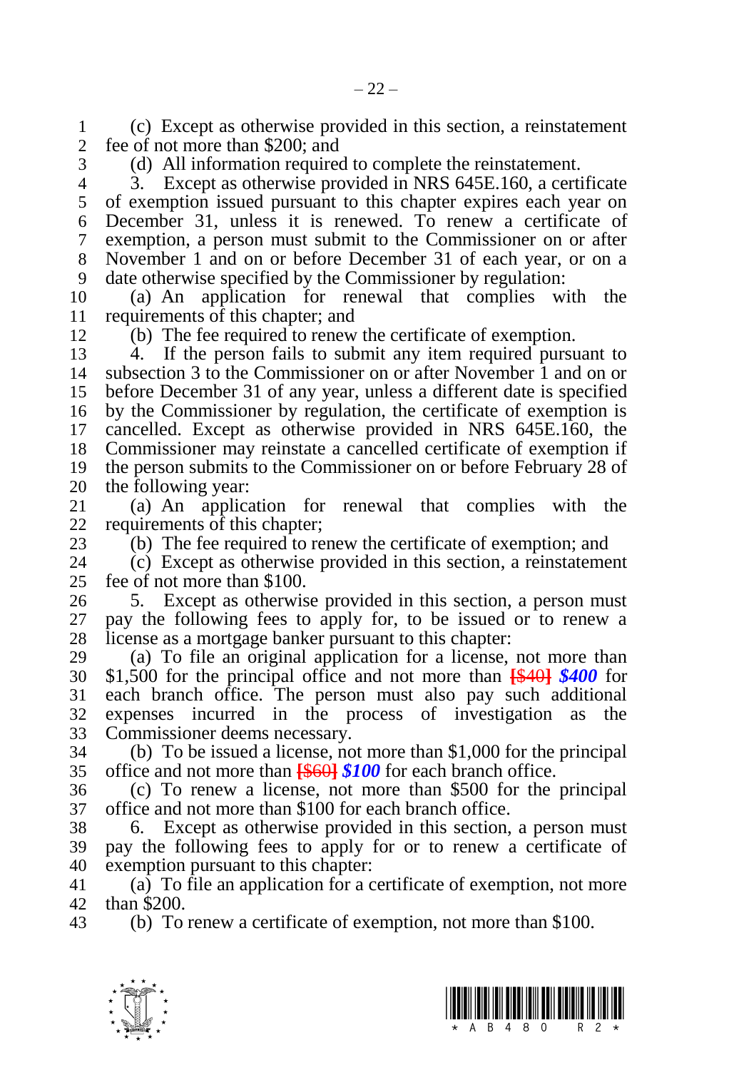(c) Except as otherwise provided in this section, a reinstatement fee of not more than $200; and

(d) All information required to complete the reinstatement.

3. Except as otherwise provided in NRS 645E.160, a certificate of exemption issued pursuant to this chapter expires each year on December 31, unless it is renewed. To renew a certificate of exemption, a person must submit to the Commissioner on or after November 1 and on or before December 31 of each year, or on a date otherwise specified by the Commissioner by regulation:

(a) An application for renewal that complies with the requirements of this chapter; and

(b) The fee required to renew the certificate of exemption.

4. If the person fails to submit any item required pursuant to subsection 3 to the Commissioner on or after November 1 and on or before December 31 of any year, unless a different date is specified by the Commissioner by regulation, the certificate of exemption is cancelled. Except as otherwise provided in NRS 645E.160, the Commissioner may reinstate a cancelled certificate of exemption if the person submits to the Commissioner on or before February 28 of the following year:

(a) An application for renewal that complies with the requirements of this chapter;

(b) The fee required to renew the certificate of exemption; and

(c) Except as otherwise provided in this section, a reinstatement fee of not more than $100.

5. Except as otherwise provided in this section, a person must pay the following fees to apply for, to be issued or to renew a license as a mortgage banker pursuant to this chapter:

(a) To file an original application for a license, not more than $1,500 for the principal office and not more than [$40] ***$400*** for each branch office. The person must also pay such additional expenses incurred in the process of investigation as the Commissioner deems necessary.

(b) To be issued a license, not more than $1,000 for the principal office and not more than [$60] ***$100*** for each branch office.

(c) To renew a license, not more than $500 for the principal office and not more than $100 for each branch office.

6. Except as otherwise provided in this section, a person must pay the following fees to apply for or to renew a certificate of exemption pursuant to this chapter:

(a) To file an application for a certificate of exemption, not more than $200.

(b) To renew a certificate of exemption, not more than $100.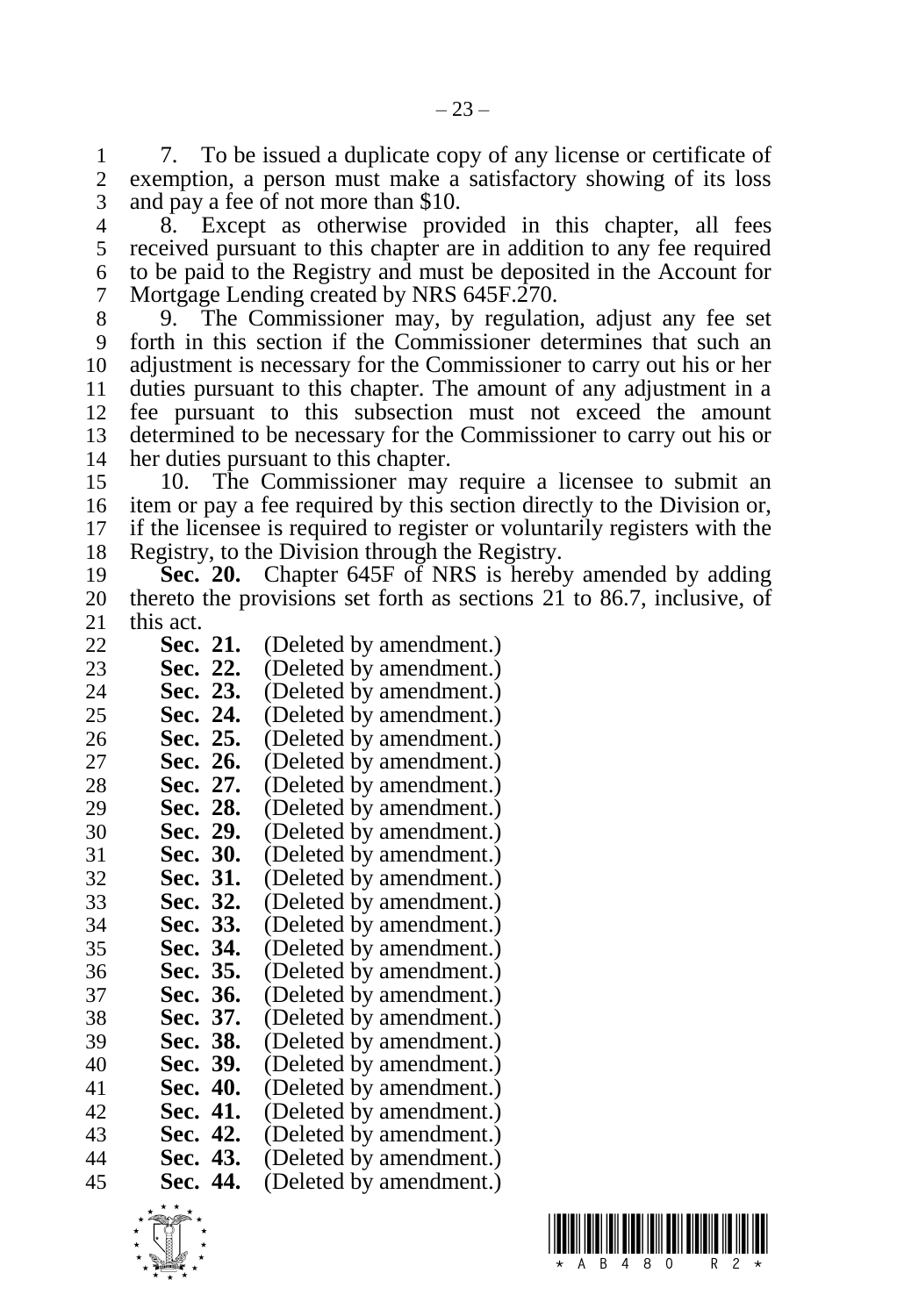7. To be issued a duplicate copy of any license or certificate of exemption, a person must make a satisfactory showing of its loss and pay a fee of not more than $10.

8. Except as otherwise provided in this chapter, all fees received pursuant to this chapter are in addition to any fee required to be paid to the Registry and must be deposited in the Account for Mortgage Lending created by NRS 645F.270.

9. The Commissioner may, by regulation, adjust any fee set forth in this section if the Commissioner determines that such an adjustment is necessary for the Commissioner to carry out his or her duties pursuant to this chapter. The amount of any adjustment in a fee pursuant to this subsection must not exceed the amount determined to be necessary for the Commissioner to carry out his or her duties pursuant to this chapter.

10. The Commissioner may require a licensee to submit an item or pay a fee required by this section directly to the Division or, if the licensee is required to register or voluntarily registers with the Registry, to the Division through the Registry.

**Sec. 20.** Chapter 645F of NRS is hereby amended by adding thereto the provisions set forth as sections 21 to 86.7, inclusive, of this act.

**Sec. 21.** (Deleted by amendment.)
**Sec. 22.** (Deleted by amendment.)
**Sec. 23.** (Deleted by amendment.)
**Sec. 24.** (Deleted by amendment.)
**Sec. 25.** (Deleted by amendment.)
**Sec. 26.** (Deleted by amendment.)
**Sec. 27.** (Deleted by amendment.)
**Sec. 28.** (Deleted by amendment.)
**Sec. 29.** (Deleted by amendment.)
**Sec. 30.** (Deleted by amendment.)
**Sec. 31.** (Deleted by amendment.)
**Sec. 32.** (Deleted by amendment.)
**Sec. 33.** (Deleted by amendment.)
**Sec. 34.** (Deleted by amendment.)
**Sec. 35.** (Deleted by amendment.)
**Sec. 36.** (Deleted by amendment.)
**Sec. 37.** (Deleted by amendment.)
**Sec. 38.** (Deleted by amendment.)
**Sec. 39.** (Deleted by amendment.)
**Sec. 40.** (Deleted by amendment.)
**Sec. 41.** (Deleted by amendment.)
**Sec. 42.** (Deleted by amendment.)
**Sec. 43.** (Deleted by amendment.)
**Sec. 44.** (Deleted by amendment.)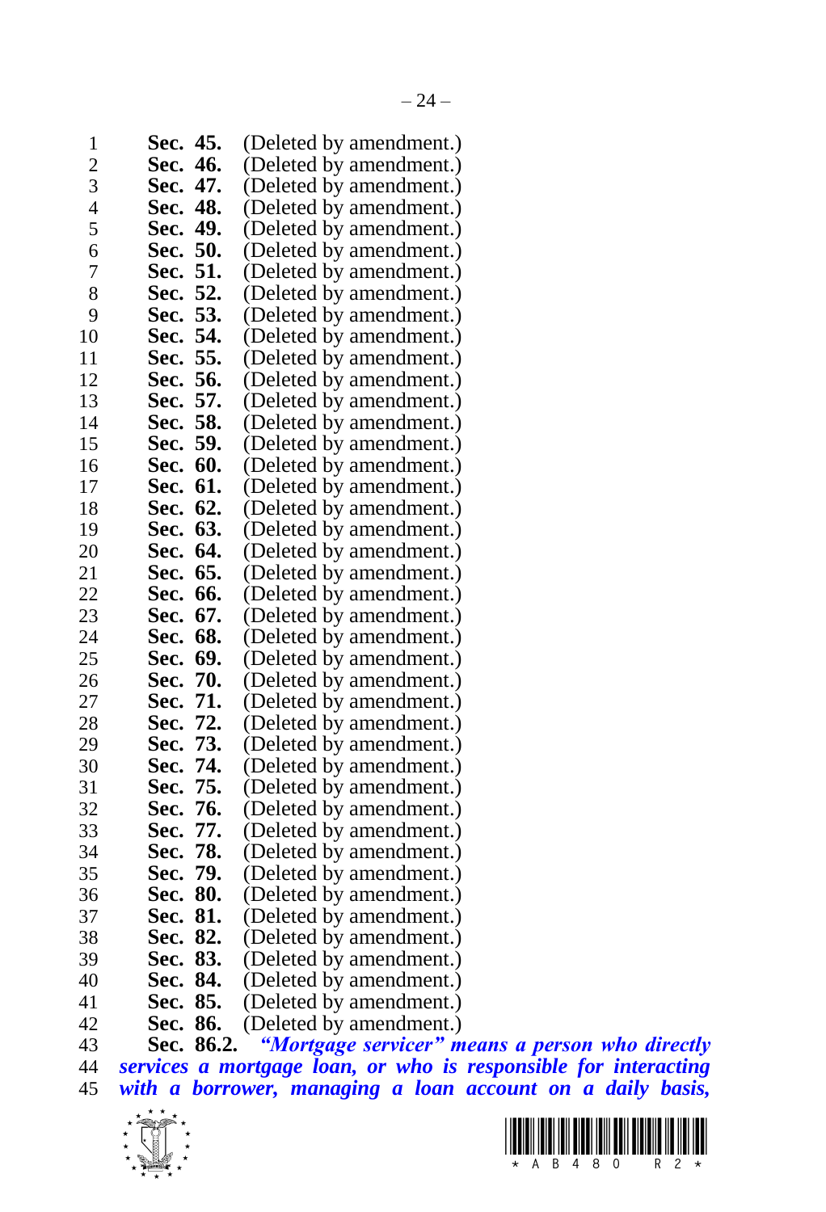**Sec. 45.** (Deleted by amendment.)
**Sec. 46.** (Deleted by amendment.)
**Sec. 47.** (Deleted by amendment.)
**Sec. 48.** (Deleted by amendment.)
**Sec. 49.** (Deleted by amendment.)
**Sec. 50.** (Deleted by amendment.)
**Sec. 51.** (Deleted by amendment.)
**Sec. 52.** (Deleted by amendment.)
**Sec. 53.** (Deleted by amendment.)
**Sec. 54.** (Deleted by amendment.)
**Sec. 55.** (Deleted by amendment.)
**Sec. 56.** (Deleted by amendment.)
**Sec. 57.** (Deleted by amendment.)
**Sec. 58.** (Deleted by amendment.)
**Sec. 59.** (Deleted by amendment.)
**Sec. 60.** (Deleted by amendment.)
**Sec. 61.** (Deleted by amendment.)
**Sec. 62.** (Deleted by amendment.)
**Sec. 63.** (Deleted by amendment.)
**Sec. 64.** (Deleted by amendment.)
**Sec. 65.** (Deleted by amendment.)
**Sec. 66.** (Deleted by amendment.)
**Sec. 67.** (Deleted by amendment.)
**Sec. 68.** (Deleted by amendment.)
**Sec. 69.** (Deleted by amendment.)
**Sec. 70.** (Deleted by amendment.)
**Sec. 71.** (Deleted by amendment.)
**Sec. 72.** (Deleted by amendment.)
**Sec. 73.** (Deleted by amendment.)
**Sec. 74.** (Deleted by amendment.)
**Sec. 75.** (Deleted by amendment.)
**Sec. 76.** (Deleted by amendment.)
**Sec. 77.** (Deleted by amendment.)
**Sec. 78.** (Deleted by amendment.)
**Sec. 79.** (Deleted by amendment.)
**Sec. 80.** (Deleted by amendment.)
**Sec. 81.** (Deleted by amendment.)
**Sec. 82.** (Deleted by amendment.)
**Sec. 83.** (Deleted by amendment.)
**Sec. 84.** (Deleted by amendment.)
**Sec. 85.** (Deleted by amendment.)
**Sec. 86.** (Deleted by amendment.)
**Sec. 86.2.** ***"Mortgage servicer" means a person who directly services a mortgage loan, or who is responsible for interacting with a borrower, managing a loan account on a daily basis,***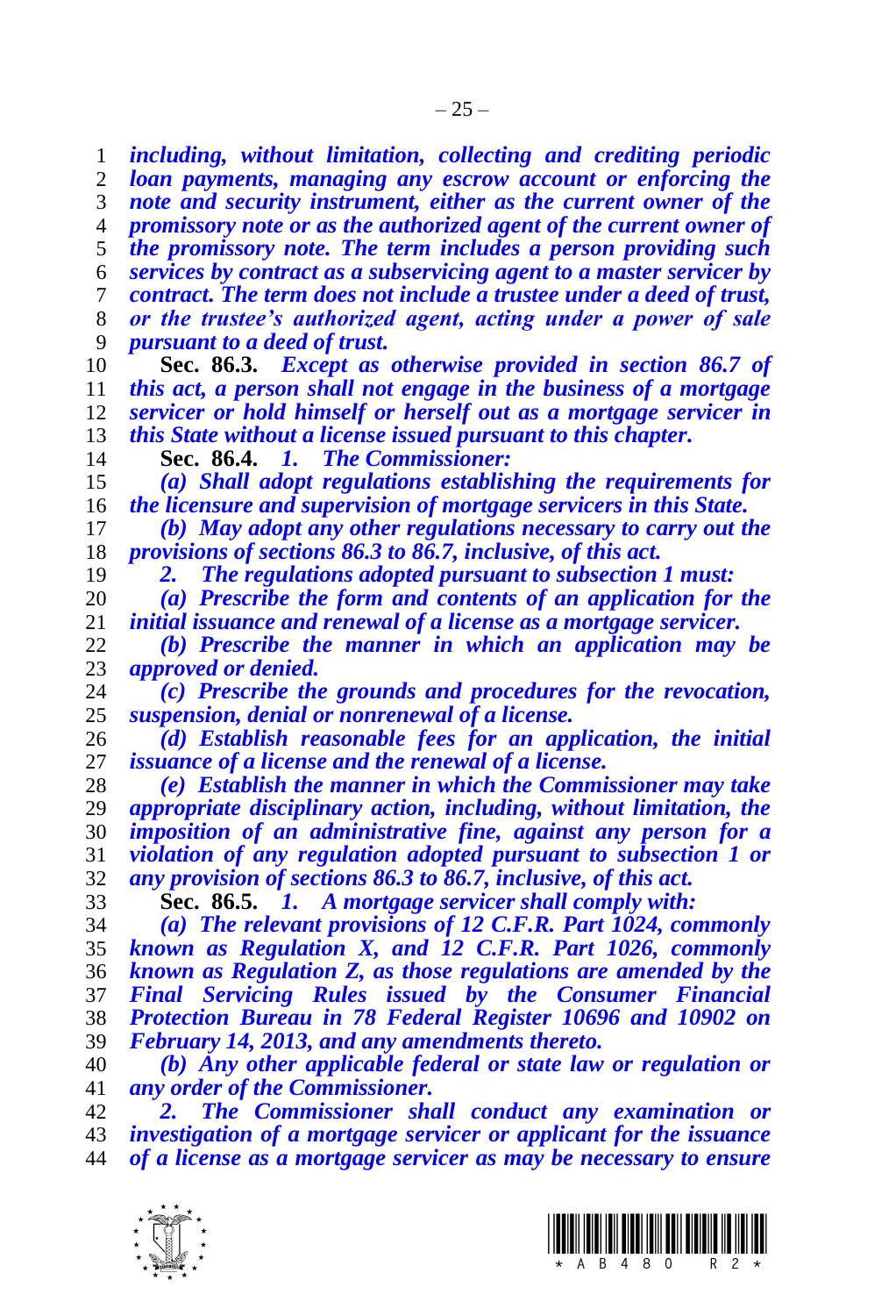***including, without limitation, collecting and crediting periodic loan payments, managing any escrow account or enforcing the note and security instrument, either as the current owner of the promissory note or as the authorized agent of the current owner of the promissory note. The term includes a person providing such services by contract as a subservicing agent to a master servicer by contract. The term does not include a trustee under a deed of trust, or the trustee's authorized agent, acting under a power of sale pursuant to a deed of trust.***

**Sec. 86.3.** ***Except as otherwise provided in section 86.7 of this act, a person shall not engage in the business of a mortgage servicer or hold himself or herself out as a mortgage servicer in this State without a license issued pursuant to this chapter.***

**Sec. 86.4.** ***1. The Commissioner:***

***(a) Shall adopt regulations establishing the requirements for the licensure and supervision of mortgage servicers in this State.***

***(b) May adopt any other regulations necessary to carry out the provisions of sections 86.3 to 86.7, inclusive, of this act.***

***2. The regulations adopted pursuant to subsection 1 must:***

***(a) Prescribe the form and contents of an application for the initial issuance and renewal of a license as a mortgage servicer.***

***(b) Prescribe the manner in which an application may be approved or denied.***

***(c) Prescribe the grounds and procedures for the revocation, suspension, denial or nonrenewal of a license.***

***(d) Establish reasonable fees for an application, the initial issuance of a license and the renewal of a license.***

***(e) Establish the manner in which the Commissioner may take appropriate disciplinary action, including, without limitation, the imposition of an administrative fine, against any person for a violation of any regulation adopted pursuant to subsection 1 or any provision of sections 86.3 to 86.7, inclusive, of this act.***

**Sec. 86.5.** ***1. A mortgage servicer shall comply with:***

***(a) The relevant provisions of 12 C.F.R. Part 1024, commonly known as Regulation X, and 12 C.F.R. Part 1026, commonly known as Regulation Z, as those regulations are amended by the Final Servicing Rules issued by the Consumer Financial Protection Bureau in 78 Federal Register 10696 and 10902 on February 14, 2013, and any amendments thereto.***

***(b) Any other applicable federal or state law or regulation or any order of the Commissioner.***

***2. The Commissioner shall conduct any examination or investigation of a mortgage servicer or applicant for the issuance of a license as a mortgage servicer as may be necessary to ensure***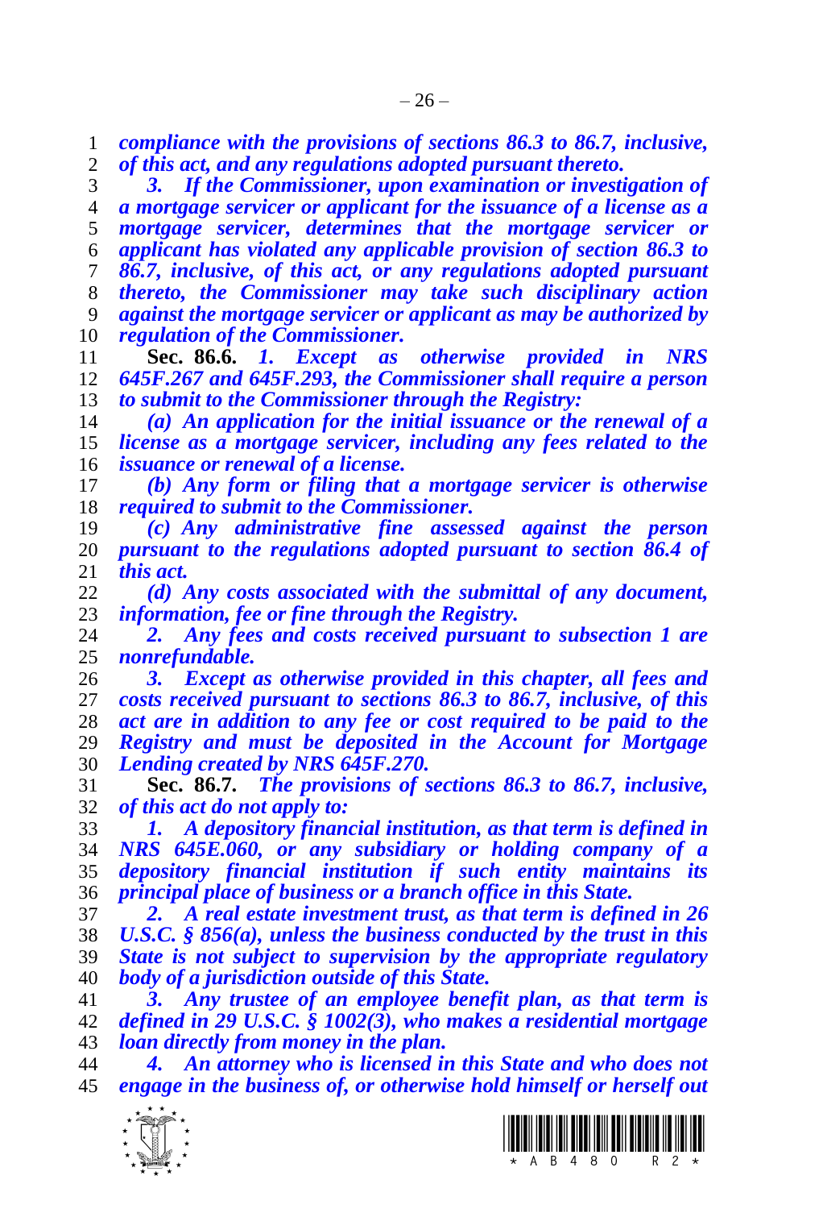*compliance with the provisions of sections 86.3 to 86.7, inclusive, of this act, and any regulations adopted pursuant thereto.*

*3. If the Commissioner, upon examination or investigation of a mortgage servicer or applicant for the issuance of a license as a mortgage servicer, determines that the mortgage servicer or applicant has violated any applicable provision of section 86.3 to 86.7, inclusive, of this act, or any regulations adopted pursuant thereto, the Commissioner may take such disciplinary action against the mortgage servicer or applicant as may be authorized by regulation of the Commissioner.*

**Sec. 86.6.** *1. Except as otherwise provided in NRS 645F.267 and 645F.293, the Commissioner shall require a person to submit to the Commissioner through the Registry:*

*(a) An application for the initial issuance or the renewal of a license as a mortgage servicer, including any fees related to the issuance or renewal of a license.*

*(b) Any form or filing that a mortgage servicer is otherwise required to submit to the Commissioner.*

*(c) Any administrative fine assessed against the person pursuant to the regulations adopted pursuant to section 86.4 of this act.*

*(d) Any costs associated with the submittal of any document, information, fee or fine through the Registry.*

*2. Any fees and costs received pursuant to subsection 1 are nonrefundable.*

*3. Except as otherwise provided in this chapter, all fees and costs received pursuant to sections 86.3 to 86.7, inclusive, of this act are in addition to any fee or cost required to be paid to the Registry and must be deposited in the Account for Mortgage Lending created by NRS 645F.270.*

**Sec. 86.7.** *The provisions of sections 86.3 to 86.7, inclusive, of this act do not apply to:*

*1. A depository financial institution, as that term is defined in NRS 645E.060, or any subsidiary or holding company of a depository financial institution if such entity maintains its principal place of business or a branch office in this State.*

*2. A real estate investment trust, as that term is defined in 26 U.S.C. § 856(a), unless the business conducted by the trust in this State is not subject to supervision by the appropriate regulatory body of a jurisdiction outside of this State.*

*3. Any trustee of an employee benefit plan, as that term is defined in 29 U.S.C. § 1002(3), who makes a residential mortgage loan directly from money in the plan.*

*4. An attorney who is licensed in this State and who does not engage in the business of, or otherwise hold himself or herself out*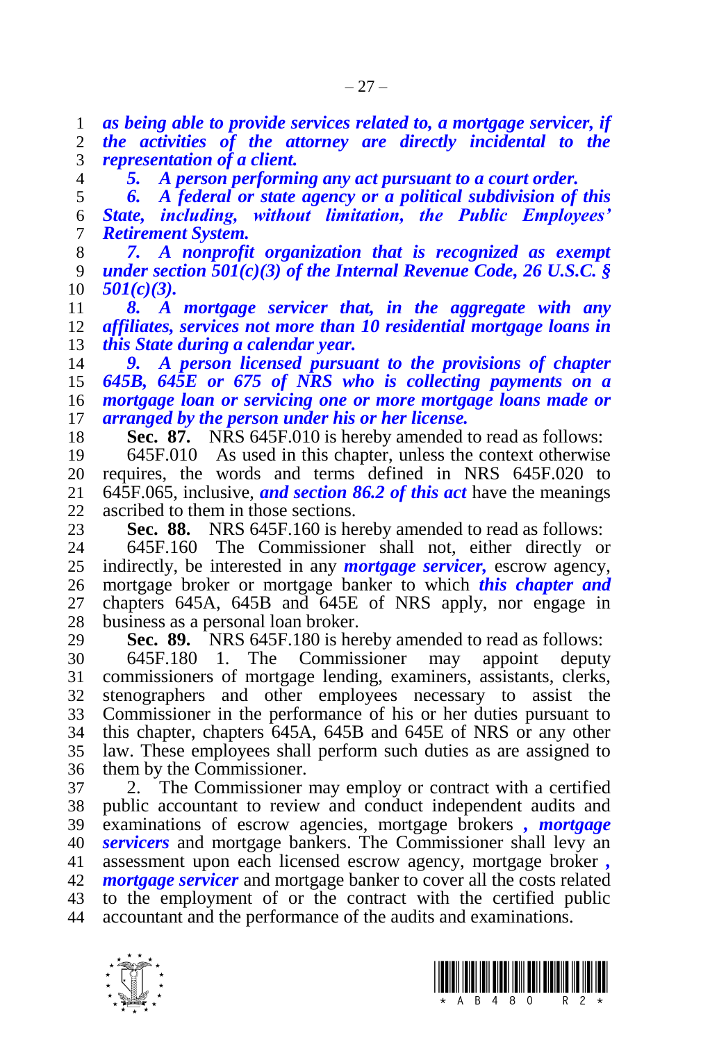***as being able to provide services related to, a mortgage servicer, if the activities of the attorney are directly incidental to the representation of a client.***

***5. A person performing any act pursuant to a court order.***

***6. A federal or state agency or a political subdivision of this State, including, without limitation, the Public Employees' Retirement System.***

***7. A nonprofit organization that is recognized as exempt under section 501(c)(3) of the Internal Revenue Code, 26 U.S.C. § 501(c)(3).***

***8. A mortgage servicer that, in the aggregate with any affiliates, services not more than 10 residential mortgage loans in this State during a calendar year.***

***9. A person licensed pursuant to the provisions of chapter 645B, 645E or 675 of NRS who is collecting payments on a mortgage loan or servicing one or more mortgage loans made or arranged by the person under his or her license.***

**Sec. 87.** NRS 645F.010 is hereby amended to read as follows:

645F.010 As used in this chapter, unless the context otherwise requires, the words and terms defined in NRS 645F.020 to 645F.065, inclusive, ***and section 86.2 of this act*** have the meanings ascribed to them in those sections.

**Sec. 88.** NRS 645F.160 is hereby amended to read as follows:

645F.160 The Commissioner shall not, either directly or indirectly, be interested in any ***mortgage servicer,*** escrow agency, mortgage broker or mortgage banker to which ***this chapter and*** chapters 645A, 645B and 645E of NRS apply, nor engage in business as a personal loan broker.

**Sec. 89.** NRS 645F.180 is hereby amended to read as follows:

645F.180 1. The Commissioner may appoint deputy commissioners of mortgage lending, examiners, assistants, clerks, stenographers and other employees necessary to assist the Commissioner in the performance of his or her duties pursuant to this chapter, chapters 645A, 645B and 645E of NRS or any other law. These employees shall perform such duties as are assigned to them by the Commissioner.

2. The Commissioner may employ or contract with a certified public accountant to review and conduct independent audits and examinations of escrow agencies, mortgage brokers ***, mortgage servicers*** and mortgage bankers. The Commissioner shall levy an assessment upon each licensed escrow agency, mortgage broker ***, mortgage servicer*** and mortgage banker to cover all the costs related to the employment of or the contract with the certified public accountant and the performance of the audits and examinations.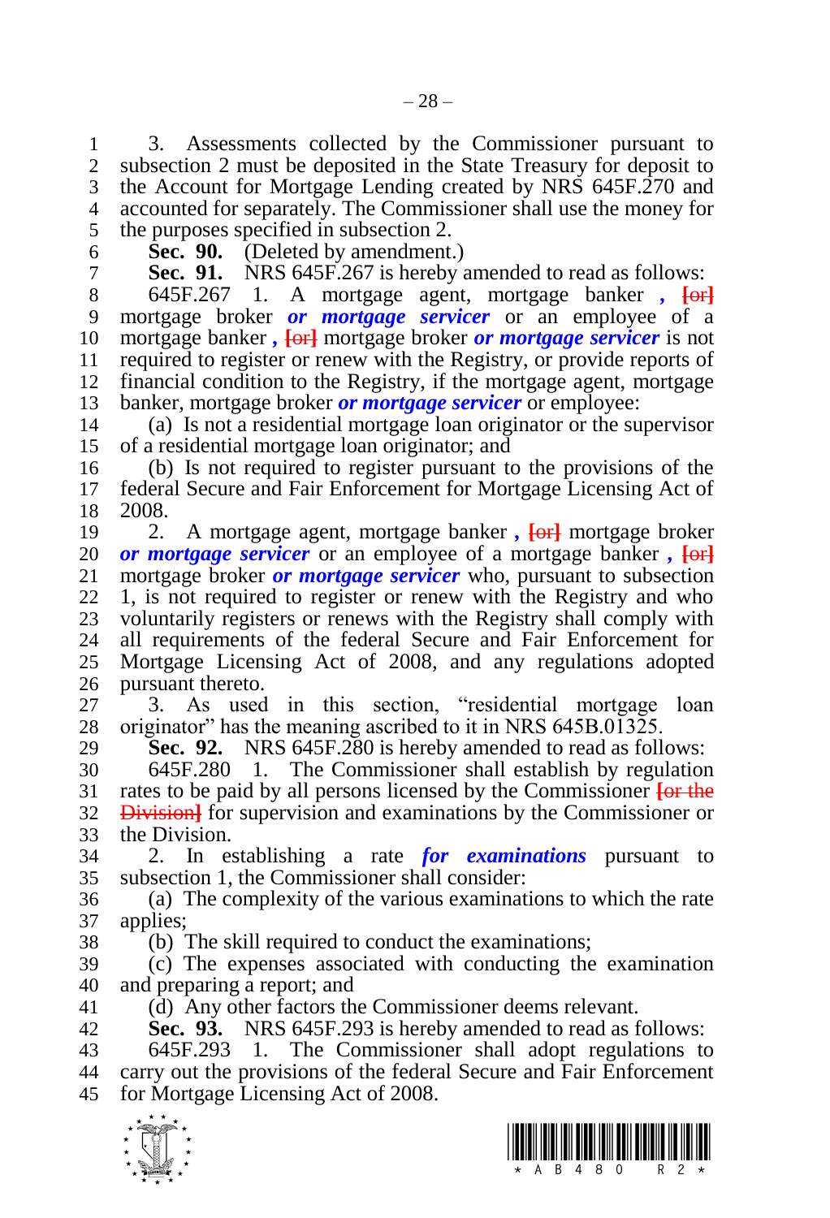3. Assessments collected by the Commissioner pursuant to subsection 2 must be deposited in the State Treasury for deposit to the Account for Mortgage Lending created by NRS 645F.270 and accounted for separately. The Commissioner shall use the money for the purposes specified in subsection 2.

**Sec. 90.** (Deleted by amendment.)

**Sec. 91.** NRS 645F.267 is hereby amended to read as follows:

645F.267 1. A mortgage agent, mortgage banker *,* [or] mortgage broker ***or mortgage servicer*** or an employee of a mortgage banker *,* [or] mortgage broker ***or mortgage servicer*** is not required to register or renew with the Registry, or provide reports of financial condition to the Registry, if the mortgage agent, mortgage banker, mortgage broker ***or mortgage servicer*** or employee:

(a) Is not a residential mortgage loan originator or the supervisor of a residential mortgage loan originator; and

(b) Is not required to register pursuant to the provisions of the federal Secure and Fair Enforcement for Mortgage Licensing Act of 2008.

2. A mortgage agent, mortgage banker *,* [or] mortgage broker ***or mortgage servicer*** or an employee of a mortgage banker *,* [or] mortgage broker ***or mortgage servicer*** who, pursuant to subsection 1, is not required to register or renew with the Registry and who voluntarily registers or renews with the Registry shall comply with all requirements of the federal Secure and Fair Enforcement for Mortgage Licensing Act of 2008, and any regulations adopted pursuant thereto.

3. As used in this section, "residential mortgage loan originator" has the meaning ascribed to it in NRS 645B.01325.

**Sec. 92.** NRS 645F.280 is hereby amended to read as follows:

645F.280 1. The Commissioner shall establish by regulation rates to be paid by all persons licensed by the Commissioner [or the Division] for supervision and examinations by the Commissioner or the Division.

2. In establishing a rate ***for examinations*** pursuant to subsection 1, the Commissioner shall consider:

(a) The complexity of the various examinations to which the rate applies;

(b) The skill required to conduct the examinations;

(c) The expenses associated with conducting the examination and preparing a report; and

(d) Any other factors the Commissioner deems relevant.

**Sec. 93.** NRS 645F.293 is hereby amended to read as follows:

645F.293 1. The Commissioner shall adopt regulations to carry out the provisions of the federal Secure and Fair Enforcement for Mortgage Licensing Act of 2008.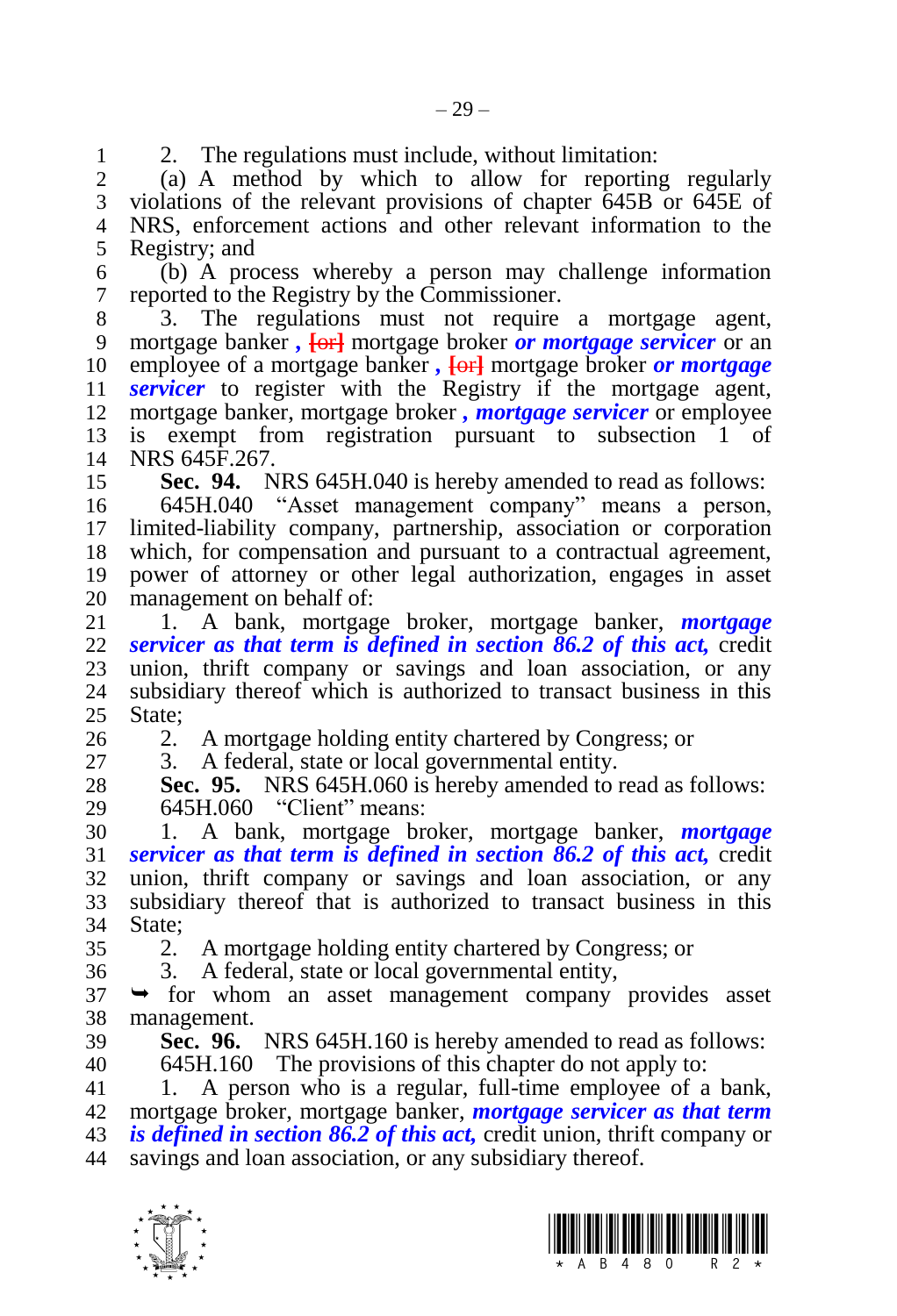2. The regulations must include, without limitation:

(a) A method by which to allow for reporting regularly violations of the relevant provisions of chapter 645B or 645E of NRS, enforcement actions and other relevant information to the Registry; and

(b) A process whereby a person may challenge information reported to the Registry by the Commissioner.

3. The regulations must not require a mortgage agent, mortgage banker ***,*** [or] mortgage broker ***or mortgage servicer*** or an employee of a mortgage banker ***,*** [or] mortgage broker ***or mortgage servicer*** to register with the Registry if the mortgage agent, mortgage banker, mortgage broker ***, mortgage servicer*** or employee is exempt from registration pursuant to subsection 1 of NRS 645F.267.

**Sec. 94.** NRS 645H.040 is hereby amended to read as follows:

645H.040 "Asset management company" means a person, limited-liability company, partnership, association or corporation which, for compensation and pursuant to a contractual agreement, power of attorney or other legal authorization, engages in asset management on behalf of:

1. A bank, mortgage broker, mortgage banker, ***mortgage servicer as that term is defined in section 86.2 of this act,*** credit union, thrift company or savings and loan association, or any subsidiary thereof which is authorized to transact business in this State;

2. A mortgage holding entity chartered by Congress; or

3. A federal, state or local governmental entity.

**Sec. 95.** NRS 645H.060 is hereby amended to read as follows:

645H.060 "Client" means:

1. A bank, mortgage broker, mortgage banker, ***mortgage servicer as that term is defined in section 86.2 of this act,*** credit union, thrift company or savings and loan association, or any subsidiary thereof that is authorized to transact business in this State;

2. A mortgage holding entity chartered by Congress; or

3. A federal, state or local governmental entity,

➥ for whom an asset management company provides asset management.

**Sec. 96.** NRS 645H.160 is hereby amended to read as follows:

645H.160 The provisions of this chapter do not apply to:

1. A person who is a regular, full-time employee of a bank, mortgage broker, mortgage banker, ***mortgage servicer as that term is defined in section 86.2 of this act,*** credit union, thrift company or savings and loan association, or any subsidiary thereof.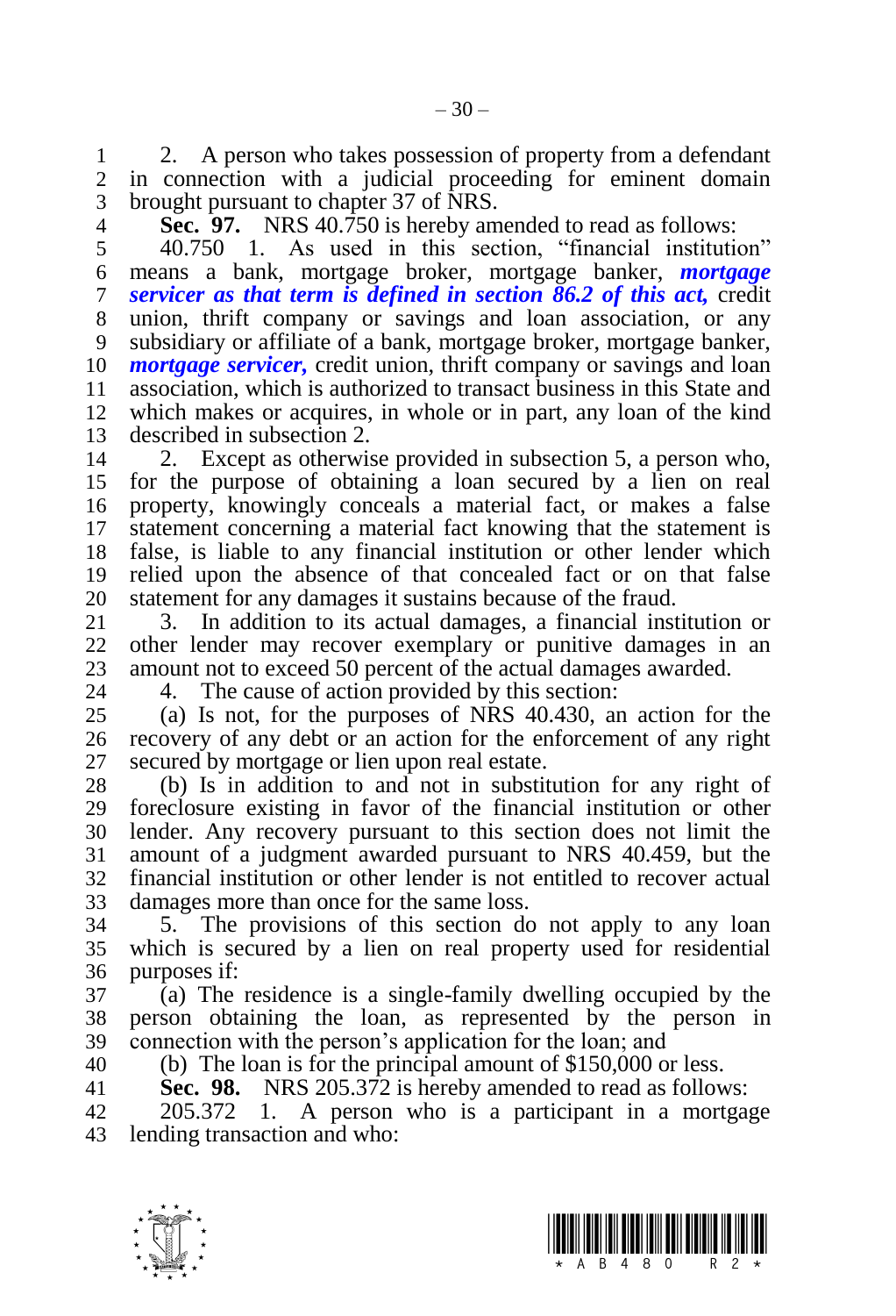2. A person who takes possession of property from a defendant in connection with a judicial proceeding for eminent domain brought pursuant to chapter 37 of NRS.

**Sec. 97.** NRS 40.750 is hereby amended to read as follows:

40.750 1. As used in this section, "financial institution" means a bank, mortgage broker, mortgage banker, ***mortgage servicer as that term is defined in section 86.2 of this act,*** credit union, thrift company or savings and loan association, or any subsidiary or affiliate of a bank, mortgage broker, mortgage banker, ***mortgage servicer,*** credit union, thrift company or savings and loan association, which is authorized to transact business in this State and which makes or acquires, in whole or in part, any loan of the kind described in subsection 2.

2. Except as otherwise provided in subsection 5, a person who, for the purpose of obtaining a loan secured by a lien on real property, knowingly conceals a material fact, or makes a false statement concerning a material fact knowing that the statement is false, is liable to any financial institution or other lender which relied upon the absence of that concealed fact or on that false statement for any damages it sustains because of the fraud.

3. In addition to its actual damages, a financial institution or other lender may recover exemplary or punitive damages in an amount not to exceed 50 percent of the actual damages awarded.

4. The cause of action provided by this section:

(a) Is not, for the purposes of NRS 40.430, an action for the recovery of any debt or an action for the enforcement of any right secured by mortgage or lien upon real estate.

(b) Is in addition to and not in substitution for any right of foreclosure existing in favor of the financial institution or other lender. Any recovery pursuant to this section does not limit the amount of a judgment awarded pursuant to NRS 40.459, but the financial institution or other lender is not entitled to recover actual damages more than once for the same loss.

5. The provisions of this section do not apply to any loan which is secured by a lien on real property used for residential purposes if:

(a) The residence is a single-family dwelling occupied by the person obtaining the loan, as represented by the person in connection with the person's application for the loan; and

(b) The loan is for the principal amount of $150,000 or less.

**Sec. 98.** NRS 205.372 is hereby amended to read as follows:

205.372 1. A person who is a participant in a mortgage lending transaction and who: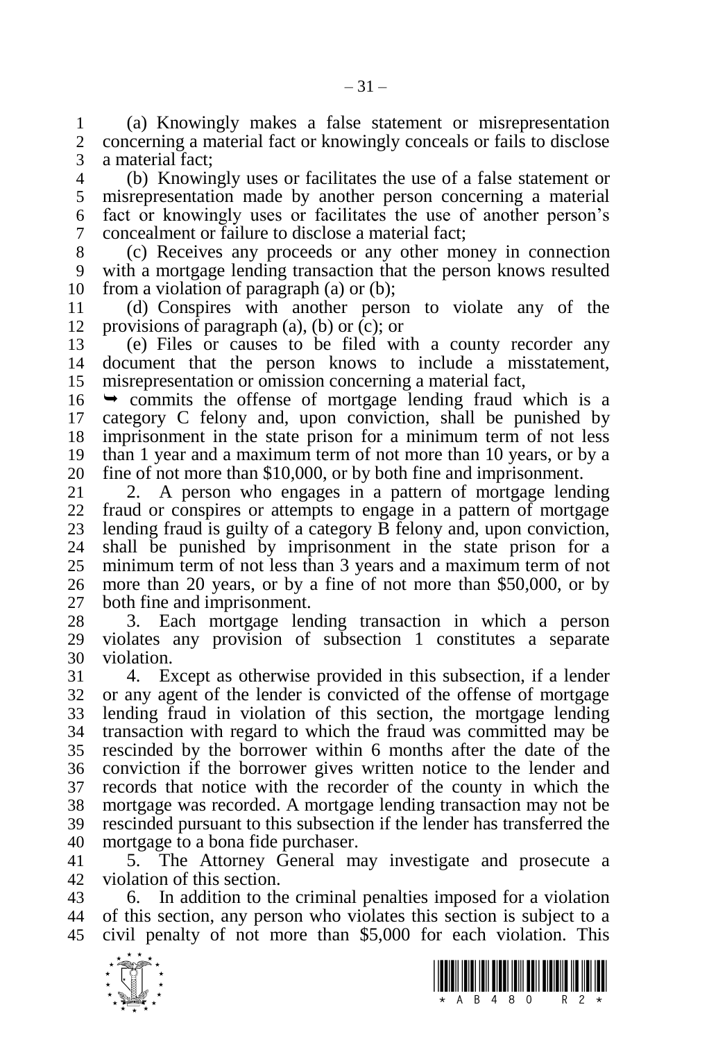(a) Knowingly makes a false statement or misrepresentation concerning a material fact or knowingly conceals or fails to disclose a material fact;

(b) Knowingly uses or facilitates the use of a false statement or misrepresentation made by another person concerning a material fact or knowingly uses or facilitates the use of another person's concealment or failure to disclose a material fact;

(c) Receives any proceeds or any other money in connection with a mortgage lending transaction that the person knows resulted from a violation of paragraph (a) or (b);

(d) Conspires with another person to violate any of the provisions of paragraph (a), (b) or (c); or

(e) Files or causes to be filed with a county recorder any document that the person knows to include a misstatement, misrepresentation or omission concerning a material fact,

➥ commits the offense of mortgage lending fraud which is a category C felony and, upon conviction, shall be punished by imprisonment in the state prison for a minimum term of not less than 1 year and a maximum term of not more than 10 years, or by a fine of not more than $10,000, or by both fine and imprisonment.

2. A person who engages in a pattern of mortgage lending fraud or conspires or attempts to engage in a pattern of mortgage lending fraud is guilty of a category B felony and, upon conviction, shall be punished by imprisonment in the state prison for a minimum term of not less than 3 years and a maximum term of not more than 20 years, or by a fine of not more than $50,000, or by both fine and imprisonment.

3. Each mortgage lending transaction in which a person violates any provision of subsection 1 constitutes a separate violation.

4. Except as otherwise provided in this subsection, if a lender or any agent of the lender is convicted of the offense of mortgage lending fraud in violation of this section, the mortgage lending transaction with regard to which the fraud was committed may be rescinded by the borrower within 6 months after the date of the conviction if the borrower gives written notice to the lender and records that notice with the recorder of the county in which the mortgage was recorded. A mortgage lending transaction may not be rescinded pursuant to this subsection if the lender has transferred the mortgage to a bona fide purchaser.

5. The Attorney General may investigate and prosecute a violation of this section.

6. In addition to the criminal penalties imposed for a violation of this section, any person who violates this section is subject to a civil penalty of not more than $5,000 for each violation. This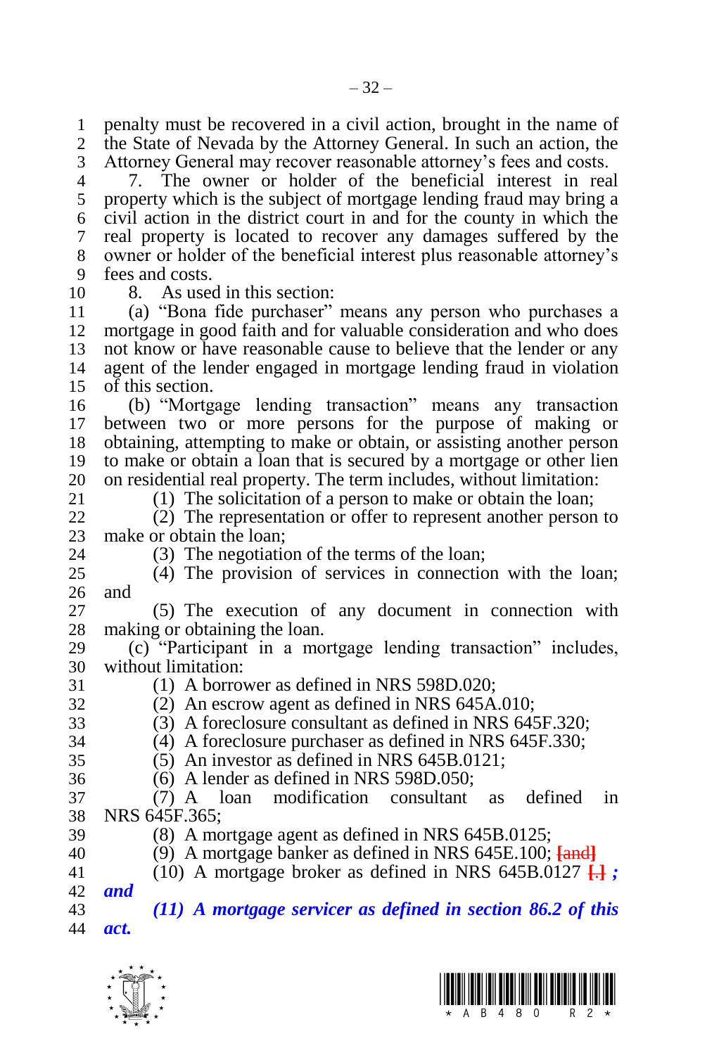penalty must be recovered in a civil action, brought in the name of the State of Nevada by the Attorney General. In such an action, the Attorney General may recover reasonable attorney's fees and costs.

7. The owner or holder of the beneficial interest in real property which is the subject of mortgage lending fraud may bring a civil action in the district court in and for the county in which the real property is located to recover any damages suffered by the owner or holder of the beneficial interest plus reasonable attorney's fees and costs.

8. As used in this section:

(a) "Bona fide purchaser" means any person who purchases a mortgage in good faith and for valuable consideration and who does not know or have reasonable cause to believe that the lender or any agent of the lender engaged in mortgage lending fraud in violation of this section.

(b) "Mortgage lending transaction" means any transaction between two or more persons for the purpose of making or obtaining, attempting to make or obtain, or assisting another person to make or obtain a loan that is secured by a mortgage or other lien on residential real property. The term includes, without limitation:

(1) The solicitation of a person to make or obtain the loan;

(2) The representation or offer to represent another person to make or obtain the loan;

(3) The negotiation of the terms of the loan;

(4) The provision of services in connection with the loan; and

(5) The execution of any document in connection with making or obtaining the loan.

(c) "Participant in a mortgage lending transaction" includes, without limitation:

(1) A borrower as defined in NRS 598D.020;

(2) An escrow agent as defined in NRS 645A.010;

(3) A foreclosure consultant as defined in NRS 645F.320;

(4) A foreclosure purchaser as defined in NRS 645F.330;

(5) An investor as defined in NRS 645B.0121;

(6) A lender as defined in NRS 598D.050;

(7) A loan modification consultant as defined in NRS 645F.365;

(8) A mortgage agent as defined in NRS 645B.0125;

(9) A mortgage banker as defined in NRS 645E.100; [and]

(10) A mortgage broker as defined in NRS 645B.0127 [.] ***; and***

***(11) A mortgage servicer as defined in section 86.2 of this act.***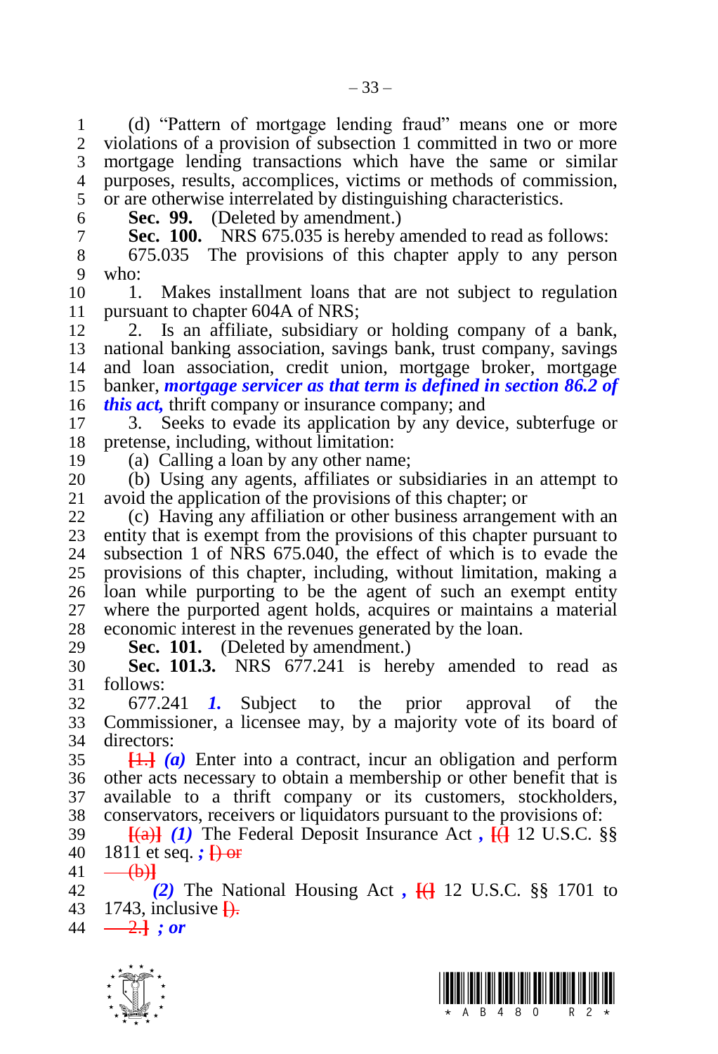(d) "Pattern of mortgage lending fraud" means one or more violations of a provision of subsection 1 committed in two or more mortgage lending transactions which have the same or similar purposes, results, accomplices, victims or methods of commission, or are otherwise interrelated by distinguishing characteristics.

**Sec. 99.** (Deleted by amendment.)

**Sec. 100.** NRS 675.035 is hereby amended to read as follows:

675.035 The provisions of this chapter apply to any person who:

1. Makes installment loans that are not subject to regulation pursuant to chapter 604A of NRS;

2. Is an affiliate, subsidiary or holding company of a bank, national banking association, savings bank, trust company, savings and loan association, credit union, mortgage broker, mortgage banker, ***mortgage servicer as that term is defined in section 86.2 of this act,*** thrift company or insurance company; and

3. Seeks to evade its application by any device, subterfuge or pretense, including, without limitation:

(a) Calling a loan by any other name;

(b) Using any agents, affiliates or subsidiaries in an attempt to avoid the application of the provisions of this chapter; or

(c) Having any affiliation or other business arrangement with an entity that is exempt from the provisions of this chapter pursuant to subsection 1 of NRS 675.040, the effect of which is to evade the provisions of this chapter, including, without limitation, making a loan while purporting to be the agent of such an exempt entity where the purported agent holds, acquires or maintains a material economic interest in the revenues generated by the loan.

**Sec. 101.** (Deleted by amendment.)

**Sec. 101.3.** NRS 677.241 is hereby amended to read as follows:

677.241 ***1.*** Subject to the prior approval of the Commissioner, a licensee may, by a majority vote of its board of directors:

[1.] ***(a)*** Enter into a contract, incur an obligation and perform other acts necessary to obtain a membership or other benefit that is available to a thrift company or its customers, stockholders, conservators, receivers or liquidators pursuant to the provisions of:

[(a)] ***(1)*** The Federal Deposit Insurance Act ***,*** [(] 12 U.S.C. §§ 1811 et seq. ***;*** [) or

(b)]

***(2)*** The National Housing Act ***,*** [(] 12 U.S.C. §§ 1701 to 1743, inclusive [).

2.] ***; or***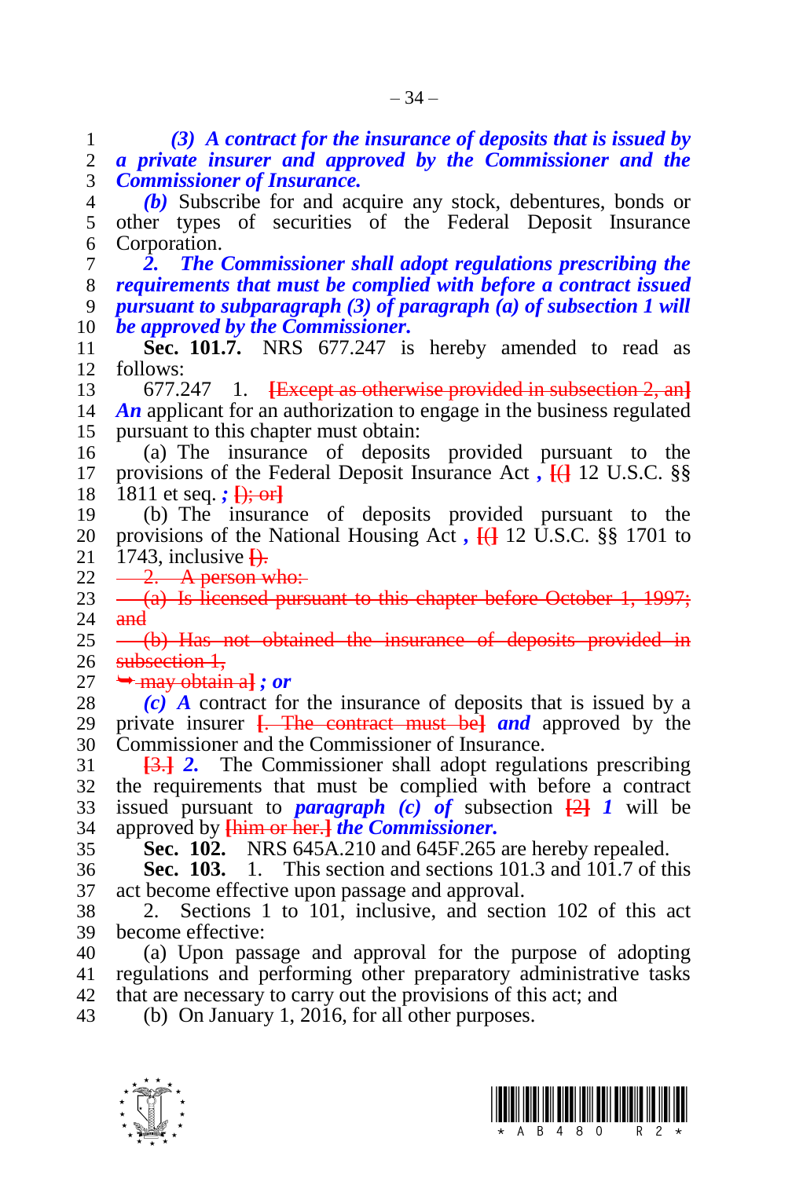*(3) A contract for the insurance of deposits that is issued by a private insurer and approved by the Commissioner and the Commissioner of Insurance.*

*(b)* Subscribe for and acquire any stock, debentures, bonds or other types of securities of the Federal Deposit Insurance Corporation.

***2. The Commissioner shall adopt regulations prescribing the requirements that must be complied with before a contract issued pursuant to subparagraph (3) of paragraph (a) of subsection 1 will be approved by the Commissioner.***

**Sec. 101.7.** NRS 677.247 is hereby amended to read as follows:

677.247 1. **[~~Except as otherwise provided in subsection 2, an~~]** ***An*** applicant for an authorization to engage in the business regulated pursuant to this chapter must obtain:

(a) The insurance of deposits provided pursuant to the provisions of the Federal Deposit Insurance Act ***,*** **[~~(~~]** 12 U.S.C. §§ 1811 et seq. ***;*** **[~~); or~~]**

(b) The insurance of deposits provided pursuant to the provisions of the National Housing Act ***,*** **[~~(~~]** 12 U.S.C. §§ 1701 to 1743, inclusive **[~~).~~**

~~2. A person who:~~

~~(a) Is licensed pursuant to this chapter before October 1, 1997; and~~

~~(b) Has not obtained the insurance of deposits provided in subsection 1,~~

~~➥ may obtain a~~**]** ***; or***

***(c) A*** contract for the insurance of deposits that is issued by a private insurer **[~~. The contract must be~~]** ***and*** approved by the Commissioner and the Commissioner of Insurance.

**[~~3.~~]** ***2.*** The Commissioner shall adopt regulations prescribing the requirements that must be complied with before a contract issued pursuant to ***paragraph (c) of*** subsection **[~~2~~]** ***1*** will be approved by **[~~him or her.~~]** ***the Commissioner.***

**Sec. 102.** NRS 645A.210 and 645F.265 are hereby repealed.

**Sec. 103.** 1. This section and sections 101.3 and 101.7 of this act become effective upon passage and approval.

2. Sections 1 to 101, inclusive, and section 102 of this act become effective:

(a) Upon passage and approval for the purpose of adopting regulations and performing other preparatory administrative tasks that are necessary to carry out the provisions of this act; and

(b) On January 1, 2016, for all other purposes.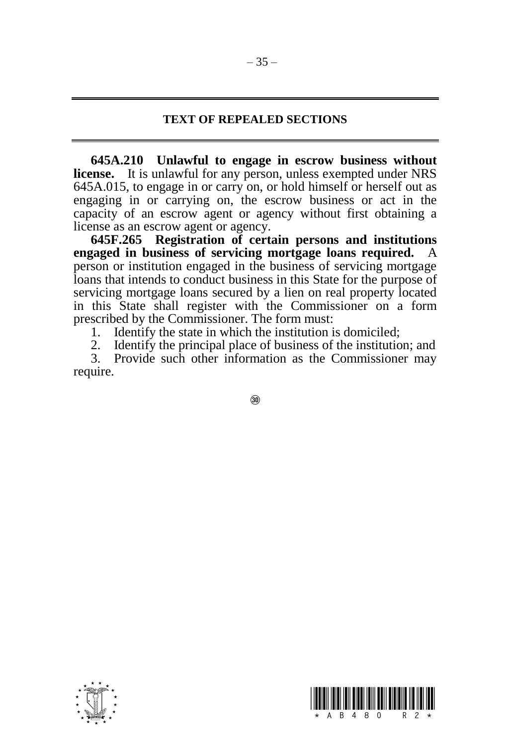## TEXT OF REPEALED SECTIONS

**645A.210 Unlawful to engage in escrow business without license.** It is unlawful for any person, unless exempted under NRS 645A.015, to engage in or carry on, or hold himself or herself out as engaging in or carrying on, the escrow business or act in the capacity of an escrow agent or agency without first obtaining a license as an escrow agent or agency.

**645F.265 Registration of certain persons and institutions engaged in business of servicing mortgage loans required.** A person or institution engaged in the business of servicing mortgage loans that intends to conduct business in this State for the purpose of servicing mortgage loans secured by a lien on real property located in this State shall register with the Commissioner on a form prescribed by the Commissioner. The form must:

1. Identify the state in which the institution is domiciled;
2. Identify the principal place of business of the institution; and
3. Provide such other information as the Commissioner may require.